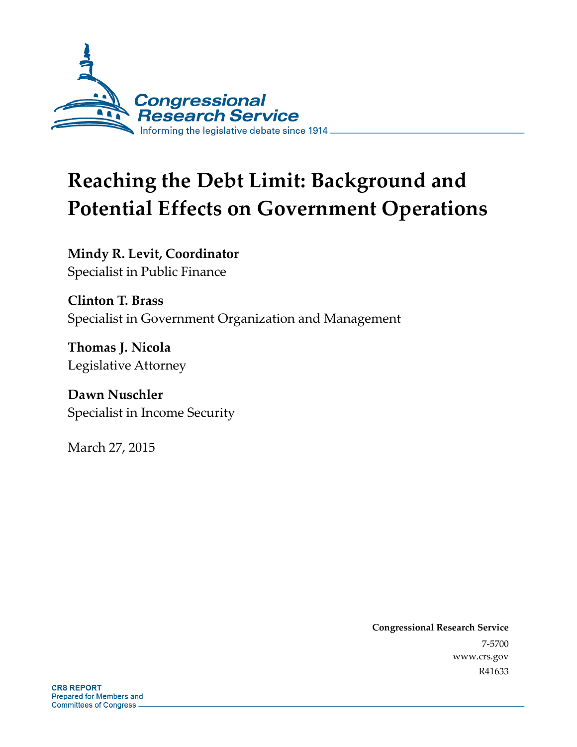Congressional Research Service

Informing the legislative debate since 1914

# Reaching the Debt Limit: Background and Potential Effects on Government Operations

**Mindy R. Levit, Coordinator**
Specialist in Public Finance

**Clinton T. Brass**
Specialist in Government Organization and Management

**Thomas J. Nicola**
Legislative Attorney

**Dawn Nuschler**
Specialist in Income Security

March 27, 2015

**Congressional Research Service**
7-5700
www.crs.gov
R41633

**CRS REPORT**
Prepared for Members and
Committees of Congress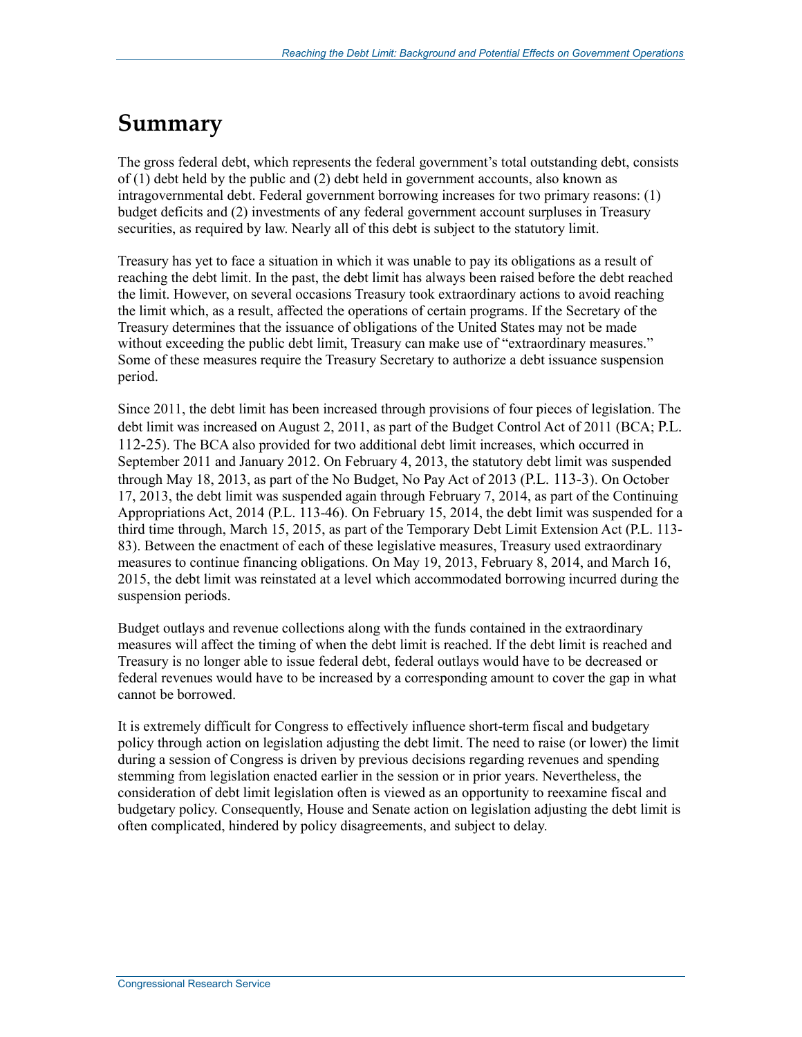# Summary

The gross federal debt, which represents the federal government's total outstanding debt, consists of (1) debt held by the public and (2) debt held in government accounts, also known as intragovernmental debt. Federal government borrowing increases for two primary reasons: (1) budget deficits and (2) investments of any federal government account surpluses in Treasury securities, as required by law. Nearly all of this debt is subject to the statutory limit.

Treasury has yet to face a situation in which it was unable to pay its obligations as a result of reaching the debt limit. In the past, the debt limit has always been raised before the debt reached the limit. However, on several occasions Treasury took extraordinary actions to avoid reaching the limit which, as a result, affected the operations of certain programs. If the Secretary of the Treasury determines that the issuance of obligations of the United States may not be made without exceeding the public debt limit, Treasury can make use of "extraordinary measures." Some of these measures require the Treasury Secretary to authorize a debt issuance suspension period.

Since 2011, the debt limit has been increased through provisions of four pieces of legislation. The debt limit was increased on August 2, 2011, as part of the Budget Control Act of 2011 (BCA; P.L. 112-25). The BCA also provided for two additional debt limit increases, which occurred in September 2011 and January 2012. On February 4, 2013, the statutory debt limit was suspended through May 18, 2013, as part of the No Budget, No Pay Act of 2013 (P.L. 113-3). On October 17, 2013, the debt limit was suspended again through February 7, 2014, as part of the Continuing Appropriations Act, 2014 (P.L. 113-46). On February 15, 2014, the debt limit was suspended for a third time through, March 15, 2015, as part of the Temporary Debt Limit Extension Act (P.L. 113-83). Between the enactment of each of these legislative measures, Treasury used extraordinary measures to continue financing obligations. On May 19, 2013, February 8, 2014, and March 16, 2015, the debt limit was reinstated at a level which accommodated borrowing incurred during the suspension periods.

Budget outlays and revenue collections along with the funds contained in the extraordinary measures will affect the timing of when the debt limit is reached. If the debt limit is reached and Treasury is no longer able to issue federal debt, federal outlays would have to be decreased or federal revenues would have to be increased by a corresponding amount to cover the gap in what cannot be borrowed.

It is extremely difficult for Congress to effectively influence short-term fiscal and budgetary policy through action on legislation adjusting the debt limit. The need to raise (or lower) the limit during a session of Congress is driven by previous decisions regarding revenues and spending stemming from legislation enacted earlier in the session or in prior years. Nevertheless, the consideration of debt limit legislation often is viewed as an opportunity to reexamine fiscal and budgetary policy. Consequently, House and Senate action on legislation adjusting the debt limit is often complicated, hindered by policy disagreements, and subject to delay.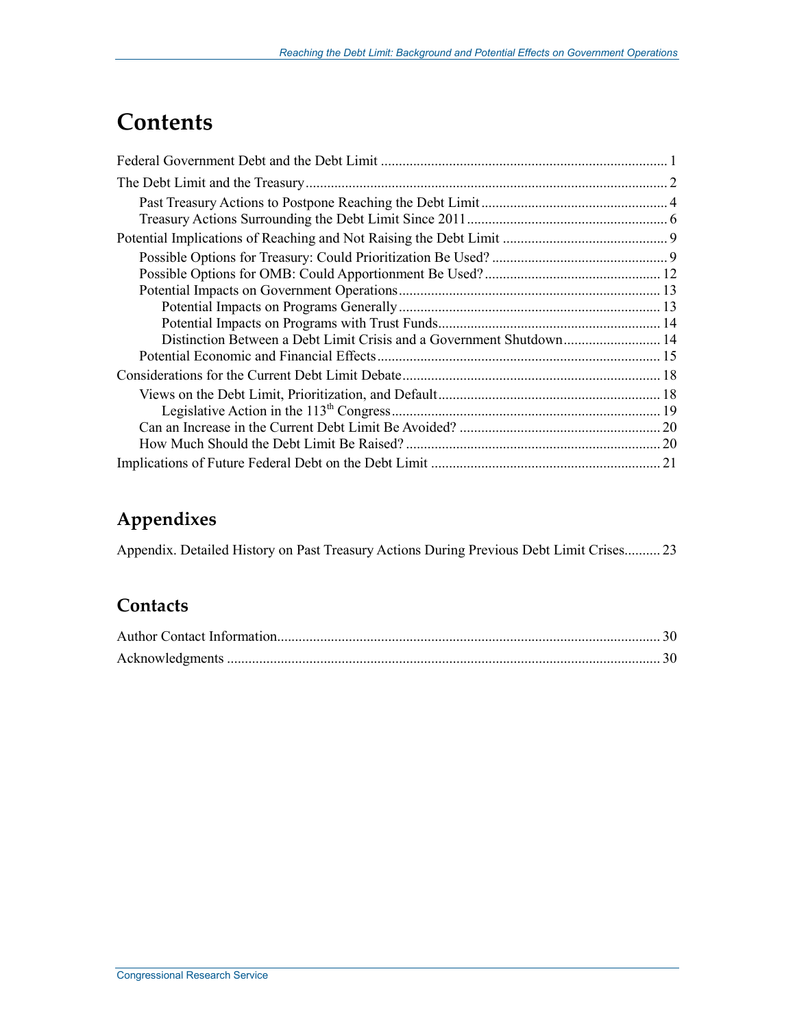# Contents

Federal Government Debt and the Debt Limit ........................................................................... 1

The Debt Limit and the Treasury .................................................................................................. 2

Past Treasury Actions to Postpone Reaching the Debt Limit .................................................. 4

Treasury Actions Surrounding the Debt Limit Since 2011 ...................................................... 6

Potential Implications of Reaching and Not Raising the Debt Limit ........................................... 9

Possible Options for Treasury: Could Prioritization Be Used? ............................................... 9

Possible Options for OMB: Could Apportionment Be Used? ................................................ 12

Potential Impacts on Government Operations ....................................................................... 13

Potential Impacts on Programs Generally ....................................................................... 13

Potential Impacts on Programs with Trust Funds ............................................................ 14

Distinction Between a Debt Limit Crisis and a Government Shutdown .......................... 14

Potential Economic and Financial Effects ............................................................................. 15

Considerations for the Current Debt Limit Debate ..................................................................... 18

Views on the Debt Limit, Prioritization, and Default ............................................................ 18

Legislative Action in the 113th Congress ......................................................................... 19

Can an Increase in the Current Debt Limit Be Avoided? ....................................................... 20

How Much Should the Debt Limit Be Raised? ...................................................................... 20

Implications of Future Federal Debt on the Debt Limit .............................................................. 21

## Appendixes

Appendix. Detailed History on Past Treasury Actions During Previous Debt Limit Crises.......... 23

## Contacts

Author Contact Information......................................................................................................... 30

Acknowledgments ....................................................................................................................... 30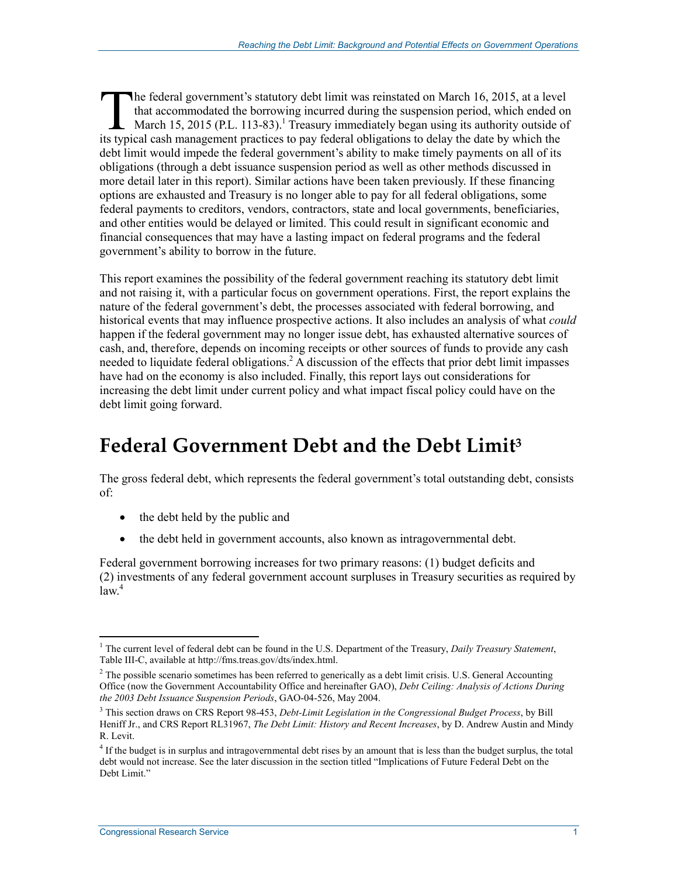The federal government's statutory debt limit was reinstated on March 16, 2015, at a level that accommodated the borrowing incurred during the suspension period, which ended on March 15, 2015 (P.L. 113-83).[1] Treasury immediately began using its authority outside of its typical cash management practices to pay federal obligations to delay the date by which the debt limit would impede the federal government's ability to make timely payments on all of its obligations (through a debt issuance suspension period as well as other methods discussed in more detail later in this report). Similar actions have been taken previously. If these financing options are exhausted and Treasury is no longer able to pay for all federal obligations, some federal payments to creditors, vendors, contractors, state and local governments, beneficiaries, and other entities would be delayed or limited. This could result in significant economic and financial consequences that may have a lasting impact on federal programs and the federal government's ability to borrow in the future.

This report examines the possibility of the federal government reaching its statutory debt limit and not raising it, with a particular focus on government operations. First, the report explains the nature of the federal government's debt, the processes associated with federal borrowing, and historical events that may influence prospective actions. It also includes an analysis of what *could* happen if the federal government may no longer issue debt, has exhausted alternative sources of cash, and, therefore, depends on incoming receipts or other sources of funds to provide any cash needed to liquidate federal obligations.[2] A discussion of the effects that prior debt limit impasses have had on the economy is also included. Finally, this report lays out considerations for increasing the debt limit under current policy and what impact fiscal policy could have on the debt limit going forward.

# Federal Government Debt and the Debt Limit[3]

The gross federal debt, which represents the federal government's total outstanding debt, consists of:

- the debt held by the public and
- the debt held in government accounts, also known as intragovernmental debt.

Federal government borrowing increases for two primary reasons: (1) budget deficits and (2) investments of any federal government account surpluses in Treasury securities as required by law.[4]

[1] The current level of federal debt can be found in the U.S. Department of the Treasury, *Daily Treasury Statement*, Table III-C, available at http://fms.treas.gov/dts/index.html.

[2] The possible scenario sometimes has been referred to generically as a debt limit crisis. U.S. General Accounting Office (now the Government Accountability Office and hereinafter GAO), *Debt Ceiling: Analysis of Actions During the 2003 Debt Issuance Suspension Periods*, GAO-04-526, May 2004.

[3] This section draws on CRS Report 98-453, *Debt-Limit Legislation in the Congressional Budget Process*, by Bill Heniff Jr., and CRS Report RL31967, *The Debt Limit: History and Recent Increases*, by D. Andrew Austin and Mindy R. Levit.

[4] If the budget is in surplus and intragovernmental debt rises by an amount that is less than the budget surplus, the total debt would not increase. See the later discussion in the section titled "Implications of Future Federal Debt on the Debt Limit."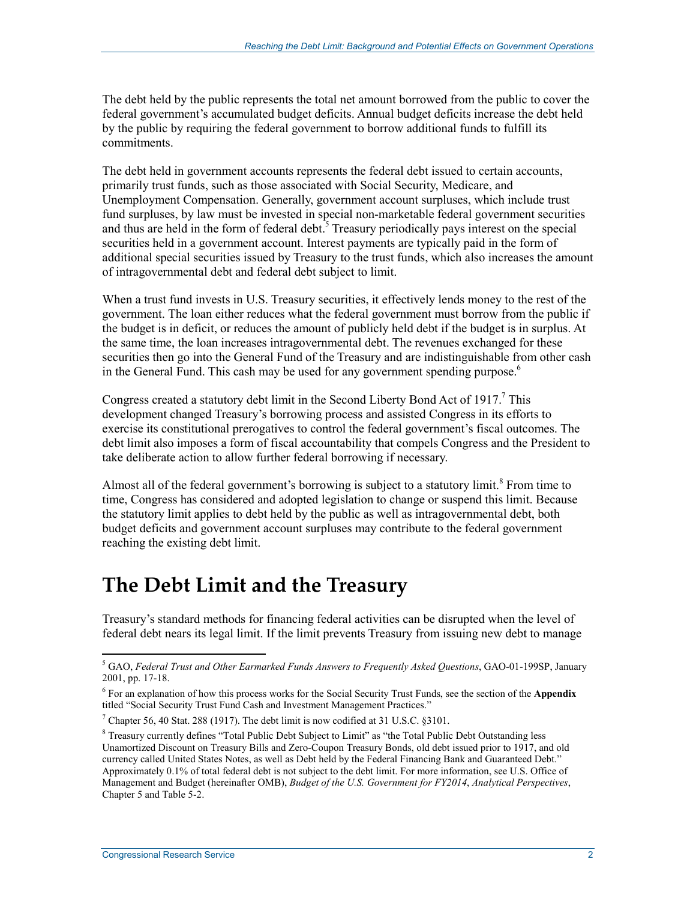The debt held by the public represents the total net amount borrowed from the public to cover the federal government's accumulated budget deficits. Annual budget deficits increase the debt held by the public by requiring the federal government to borrow additional funds to fulfill its commitments.

The debt held in government accounts represents the federal debt issued to certain accounts, primarily trust funds, such as those associated with Social Security, Medicare, and Unemployment Compensation. Generally, government account surpluses, which include trust fund surpluses, by law must be invested in special non-marketable federal government securities and thus are held in the form of federal debt.[5] Treasury periodically pays interest on the special securities held in a government account. Interest payments are typically paid in the form of additional special securities issued by Treasury to the trust funds, which also increases the amount of intragovernmental debt and federal debt subject to limit.

When a trust fund invests in U.S. Treasury securities, it effectively lends money to the rest of the government. The loan either reduces what the federal government must borrow from the public if the budget is in deficit, or reduces the amount of publicly held debt if the budget is in surplus. At the same time, the loan increases intragovernmental debt. The revenues exchanged for these securities then go into the General Fund of the Treasury and are indistinguishable from other cash in the General Fund. This cash may be used for any government spending purpose.[6]

Congress created a statutory debt limit in the Second Liberty Bond Act of 1917.[7] This development changed Treasury's borrowing process and assisted Congress in its efforts to exercise its constitutional prerogatives to control the federal government's fiscal outcomes. The debt limit also imposes a form of fiscal accountability that compels Congress and the President to take deliberate action to allow further federal borrowing if necessary.

Almost all of the federal government's borrowing is subject to a statutory limit.[8] From time to time, Congress has considered and adopted legislation to change or suspend this limit. Because the statutory limit applies to debt held by the public as well as intragovernmental debt, both budget deficits and government account surpluses may contribute to the federal government reaching the existing debt limit.

# The Debt Limit and the Treasury

Treasury's standard methods for financing federal activities can be disrupted when the level of federal debt nears its legal limit. If the limit prevents Treasury from issuing new debt to manage

---

[5] GAO, *Federal Trust and Other Earmarked Funds Answers to Frequently Asked Questions*, GAO-01-199SP, January 2001, pp. 17-18.

[6] For an explanation of how this process works for the Social Security Trust Funds, see the section of the **Appendix** titled "Social Security Trust Fund Cash and Investment Management Practices."

[7] Chapter 56, 40 Stat. 288 (1917). The debt limit is now codified at 31 U.S.C. §3101.

[8] Treasury currently defines "Total Public Debt Subject to Limit" as "the Total Public Debt Outstanding less Unamortized Discount on Treasury Bills and Zero-Coupon Treasury Bonds, old debt issued prior to 1917, and old currency called United States Notes, as well as Debt held by the Federal Financing Bank and Guaranteed Debt." Approximately 0.1% of total federal debt is not subject to the debt limit. For more information, see U.S. Office of Management and Budget (hereinafter OMB), *Budget of the U.S. Government for FY2014*, *Analytical Perspectives*, Chapter 5 and Table 5-2.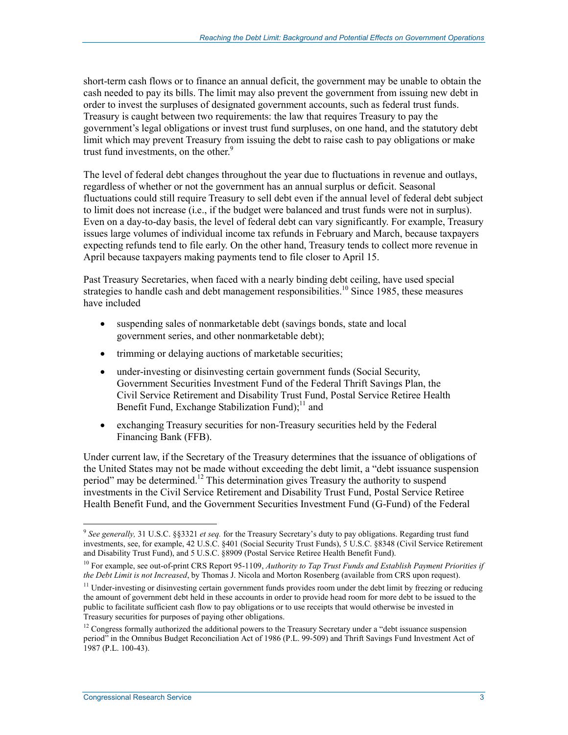short-term cash flows or to finance an annual deficit, the government may be unable to obtain the cash needed to pay its bills. The limit may also prevent the government from issuing new debt in order to invest the surpluses of designated government accounts, such as federal trust funds. Treasury is caught between two requirements: the law that requires Treasury to pay the government's legal obligations or invest trust fund surpluses, on one hand, and the statutory debt limit which may prevent Treasury from issuing the debt to raise cash to pay obligations or make trust fund investments, on the other.[9]

The level of federal debt changes throughout the year due to fluctuations in revenue and outlays, regardless of whether or not the government has an annual surplus or deficit. Seasonal fluctuations could still require Treasury to sell debt even if the annual level of federal debt subject to limit does not increase (i.e., if the budget were balanced and trust funds were not in surplus). Even on a day-to-day basis, the level of federal debt can vary significantly. For example, Treasury issues large volumes of individual income tax refunds in February and March, because taxpayers expecting refunds tend to file early. On the other hand, Treasury tends to collect more revenue in April because taxpayers making payments tend to file closer to April 15.

Past Treasury Secretaries, when faced with a nearly binding debt ceiling, have used special strategies to handle cash and debt management responsibilities.[10] Since 1985, these measures have included

- suspending sales of nonmarketable debt (savings bonds, state and local government series, and other nonmarketable debt);
- trimming or delaying auctions of marketable securities;
- under-investing or disinvesting certain government funds (Social Security, Government Securities Investment Fund of the Federal Thrift Savings Plan, the Civil Service Retirement and Disability Trust Fund, Postal Service Retiree Health Benefit Fund, Exchange Stabilization Fund);[11] and
- exchanging Treasury securities for non-Treasury securities held by the Federal Financing Bank (FFB).

Under current law, if the Secretary of the Treasury determines that the issuance of obligations of the United States may not be made without exceeding the debt limit, a "debt issuance suspension period" may be determined.[12] This determination gives Treasury the authority to suspend investments in the Civil Service Retirement and Disability Trust Fund, Postal Service Retiree Health Benefit Fund, and the Government Securities Investment Fund (G-Fund) of the Federal

---

[9] *See generally,* 31 U.S.C. §§3321 *et seq.* for the Treasury Secretary's duty to pay obligations. Regarding trust fund investments, see, for example, 42 U.S.C. §401 (Social Security Trust Funds), 5 U.S.C. §8348 (Civil Service Retirement and Disability Trust Fund), and 5 U.S.C. §8909 (Postal Service Retiree Health Benefit Fund).

[10] For example, see out-of-print CRS Report 95-1109, *Authority to Tap Trust Funds and Establish Payment Priorities if the Debt Limit is not Increased*, by Thomas J. Nicola and Morton Rosenberg (available from CRS upon request).

[11] Under-investing or disinvesting certain government funds provides room under the debt limit by freezing or reducing the amount of government debt held in these accounts in order to provide head room for more debt to be issued to the public to facilitate sufficient cash flow to pay obligations or to use receipts that would otherwise be invested in Treasury securities for purposes of paying other obligations.

[12] Congress formally authorized the additional powers to the Treasury Secretary under a "debt issuance suspension period" in the Omnibus Budget Reconciliation Act of 1986 (P.L. 99-509) and Thrift Savings Fund Investment Act of 1987 (P.L. 100-43).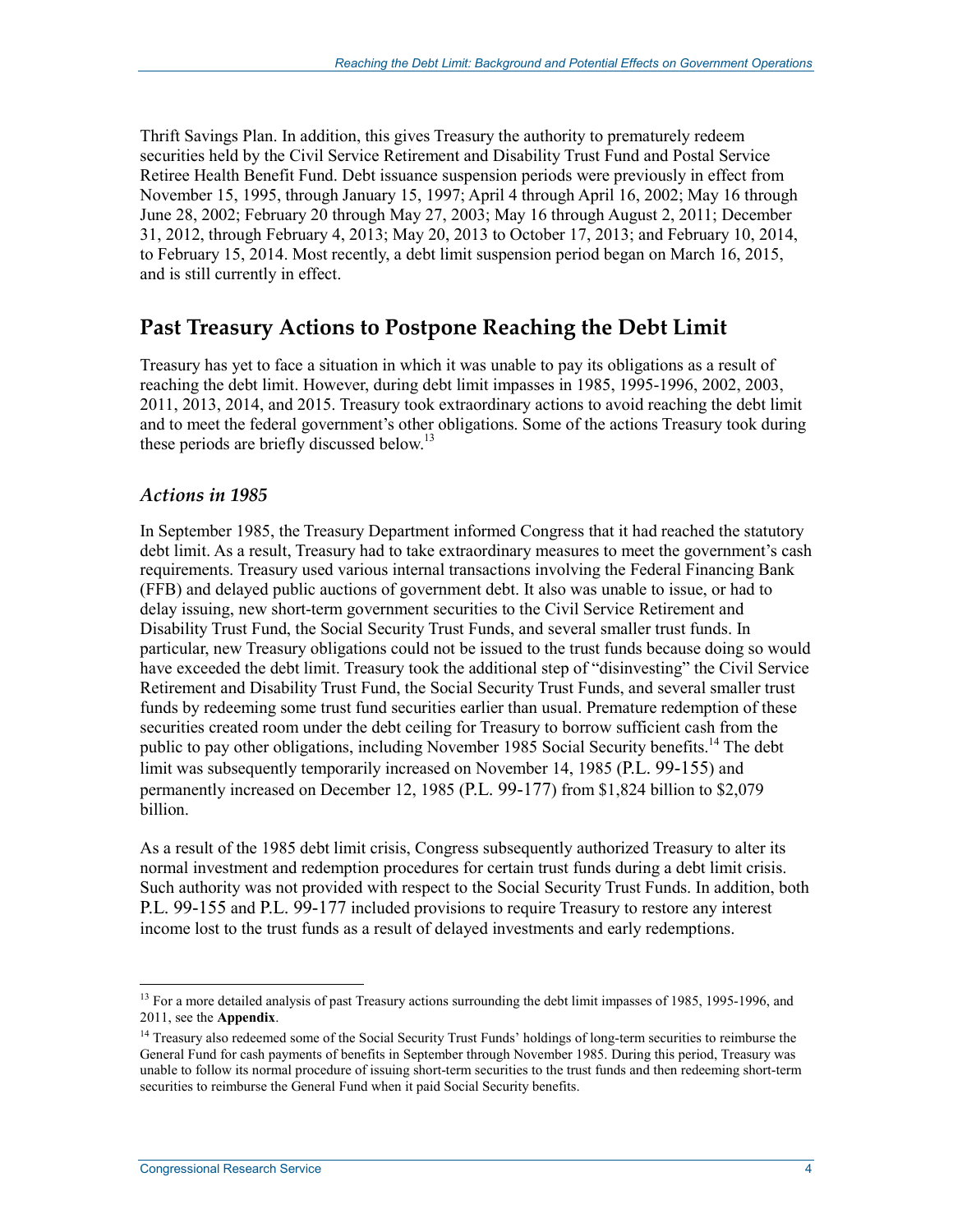Thrift Savings Plan. In addition, this gives Treasury the authority to prematurely redeem securities held by the Civil Service Retirement and Disability Trust Fund and Postal Service Retiree Health Benefit Fund. Debt issuance suspension periods were previously in effect from November 15, 1995, through January 15, 1997; April 4 through April 16, 2002; May 16 through June 28, 2002; February 20 through May 27, 2003; May 16 through August 2, 2011; December 31, 2012, through February 4, 2013; May 20, 2013 to October 17, 2013; and February 10, 2014, to February 15, 2014. Most recently, a debt limit suspension period began on March 16, 2015, and is still currently in effect.

## Past Treasury Actions to Postpone Reaching the Debt Limit

Treasury has yet to face a situation in which it was unable to pay its obligations as a result of reaching the debt limit. However, during debt limit impasses in 1985, 1995-1996, 2002, 2003, 2011, 2013, 2014, and 2015. Treasury took extraordinary actions to avoid reaching the debt limit and to meet the federal government's other obligations. Some of the actions Treasury took during these periods are briefly discussed below.[13]

### *Actions in 1985*

In September 1985, the Treasury Department informed Congress that it had reached the statutory debt limit. As a result, Treasury had to take extraordinary measures to meet the government's cash requirements. Treasury used various internal transactions involving the Federal Financing Bank (FFB) and delayed public auctions of government debt. It also was unable to issue, or had to delay issuing, new short-term government securities to the Civil Service Retirement and Disability Trust Fund, the Social Security Trust Funds, and several smaller trust funds. In particular, new Treasury obligations could not be issued to the trust funds because doing so would have exceeded the debt limit. Treasury took the additional step of "disinvesting" the Civil Service Retirement and Disability Trust Fund, the Social Security Trust Funds, and several smaller trust funds by redeeming some trust fund securities earlier than usual. Premature redemption of these securities created room under the debt ceiling for Treasury to borrow sufficient cash from the public to pay other obligations, including November 1985 Social Security benefits.[14] The debt limit was subsequently temporarily increased on November 14, 1985 (P.L. 99-155) and permanently increased on December 12, 1985 (P.L. 99-177) from $1,824 billion to $2,079 billion.

As a result of the 1985 debt limit crisis, Congress subsequently authorized Treasury to alter its normal investment and redemption procedures for certain trust funds during a debt limit crisis. Such authority was not provided with respect to the Social Security Trust Funds. In addition, both P.L. 99-155 and P.L. 99-177 included provisions to require Treasury to restore any interest income lost to the trust funds as a result of delayed investments and early redemptions.

---

[13] For a more detailed analysis of past Treasury actions surrounding the debt limit impasses of 1985, 1995-1996, and 2011, see the **Appendix**.

[14] Treasury also redeemed some of the Social Security Trust Funds' holdings of long-term securities to reimburse the General Fund for cash payments of benefits in September through November 1985. During this period, Treasury was unable to follow its normal procedure of issuing short-term securities to the trust funds and then redeeming short-term securities to reimburse the General Fund when it paid Social Security benefits.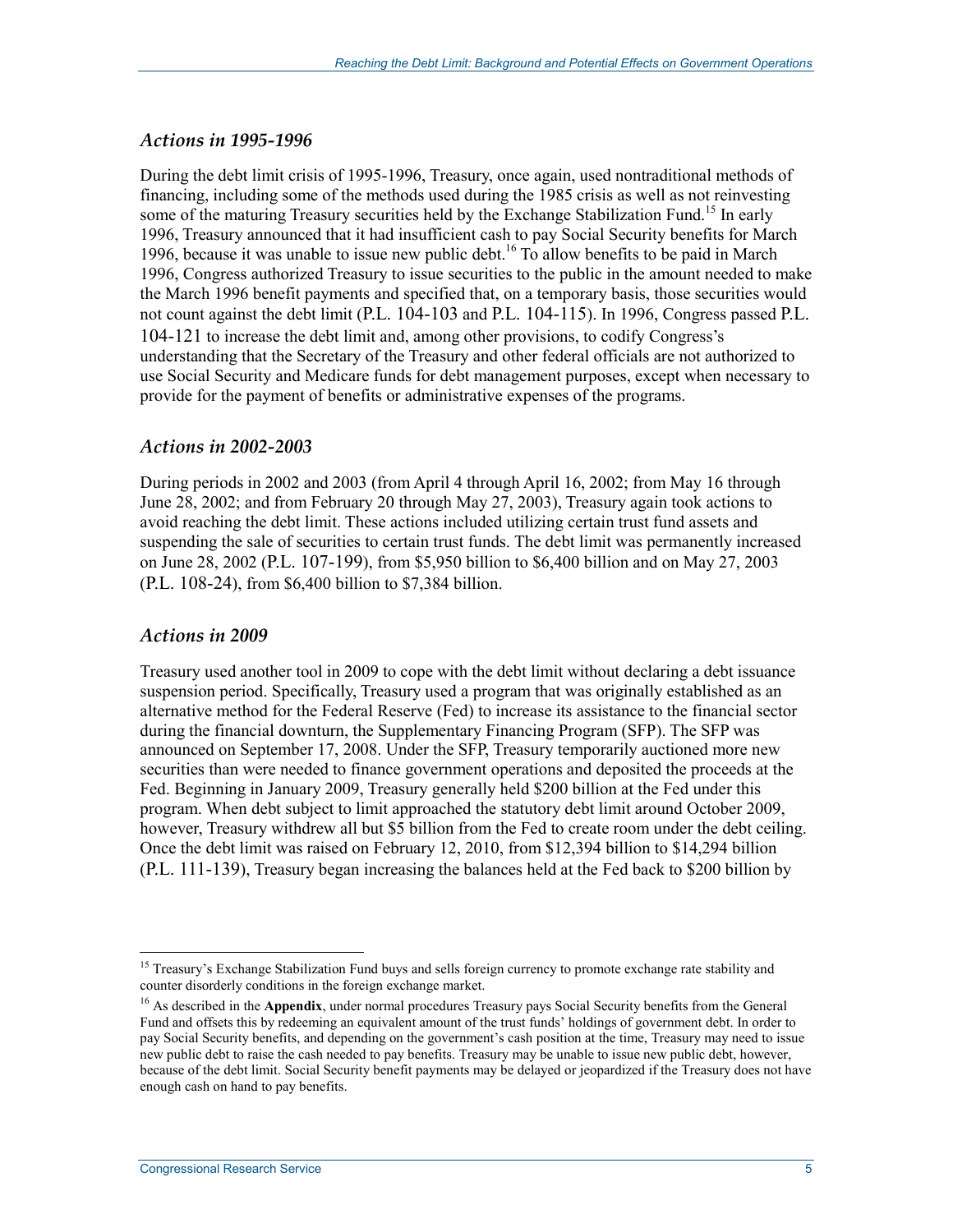### *Actions in 1995-1996*

During the debt limit crisis of 1995-1996, Treasury, once again, used nontraditional methods of financing, including some of the methods used during the 1985 crisis as well as not reinvesting some of the maturing Treasury securities held by the Exchange Stabilization Fund.[15] In early 1996, Treasury announced that it had insufficient cash to pay Social Security benefits for March 1996, because it was unable to issue new public debt.[16] To allow benefits to be paid in March 1996, Congress authorized Treasury to issue securities to the public in the amount needed to make the March 1996 benefit payments and specified that, on a temporary basis, those securities would not count against the debt limit (P.L. 104-103 and P.L. 104-115). In 1996, Congress passed P.L. 104-121 to increase the debt limit and, among other provisions, to codify Congress's understanding that the Secretary of the Treasury and other federal officials are not authorized to use Social Security and Medicare funds for debt management purposes, except when necessary to provide for the payment of benefits or administrative expenses of the programs.

### *Actions in 2002-2003*

During periods in 2002 and 2003 (from April 4 through April 16, 2002; from May 16 through June 28, 2002; and from February 20 through May 27, 2003), Treasury again took actions to avoid reaching the debt limit. These actions included utilizing certain trust fund assets and suspending the sale of securities to certain trust funds. The debt limit was permanently increased on June 28, 2002 (P.L. 107-199), from $5,950 billion to $6,400 billion and on May 27, 2003 (P.L. 108-24), from $6,400 billion to $7,384 billion.

### *Actions in 2009*

Treasury used another tool in 2009 to cope with the debt limit without declaring a debt issuance suspension period. Specifically, Treasury used a program that was originally established as an alternative method for the Federal Reserve (Fed) to increase its assistance to the financial sector during the financial downturn, the Supplementary Financing Program (SFP). The SFP was announced on September 17, 2008. Under the SFP, Treasury temporarily auctioned more new securities than were needed to finance government operations and deposited the proceeds at the Fed. Beginning in January 2009, Treasury generally held $200 billion at the Fed under this program. When debt subject to limit approached the statutory debt limit around October 2009, however, Treasury withdrew all but $5 billion from the Fed to create room under the debt ceiling. Once the debt limit was raised on February 12, 2010, from $12,394 billion to $14,294 billion (P.L. 111-139), Treasury began increasing the balances held at the Fed back to $200 billion by

---

[15] Treasury's Exchange Stabilization Fund buys and sells foreign currency to promote exchange rate stability and counter disorderly conditions in the foreign exchange market.

[16] As described in the **Appendix**, under normal procedures Treasury pays Social Security benefits from the General Fund and offsets this by redeeming an equivalent amount of the trust funds' holdings of government debt. In order to pay Social Security benefits, and depending on the government's cash position at the time, Treasury may need to issue new public debt to raise the cash needed to pay benefits. Treasury may be unable to issue new public debt, however, because of the debt limit. Social Security benefit payments may be delayed or jeopardized if the Treasury does not have enough cash on hand to pay benefits.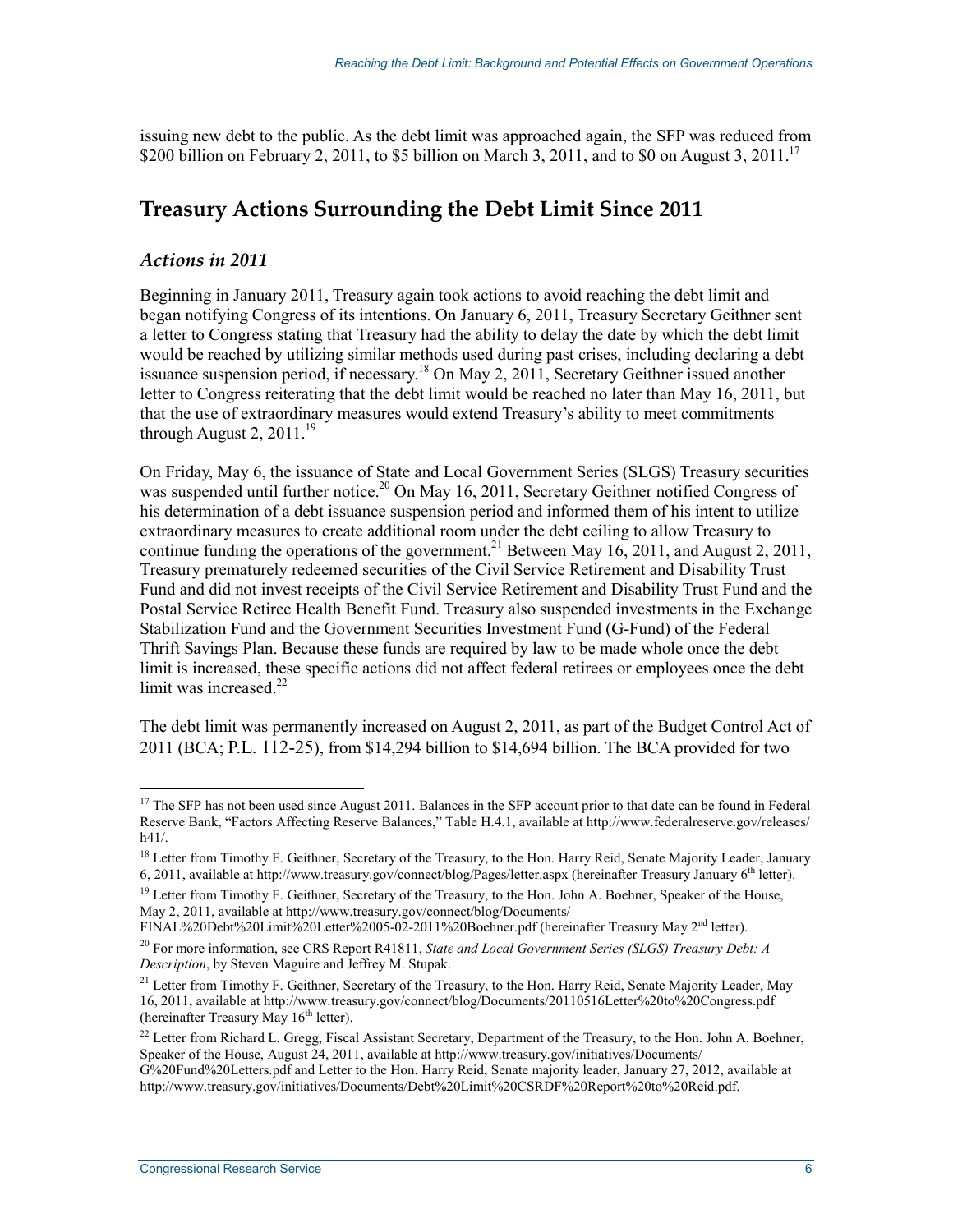issuing new debt to the public. As the debt limit was approached again, the SFP was reduced from \$200 billion on February 2, 2011, to \$5 billion on March 3, 2011, and to \$0 on August 3, 2011.[17]

## Treasury Actions Surrounding the Debt Limit Since 2011

### *Actions in 2011*

Beginning in January 2011, Treasury again took actions to avoid reaching the debt limit and began notifying Congress of its intentions. On January 6, 2011, Treasury Secretary Geithner sent a letter to Congress stating that Treasury had the ability to delay the date by which the debt limit would be reached by utilizing similar methods used during past crises, including declaring a debt issuance suspension period, if necessary.[18] On May 2, 2011, Secretary Geithner issued another letter to Congress reiterating that the debt limit would be reached no later than May 16, 2011, but that the use of extraordinary measures would extend Treasury's ability to meet commitments through August 2, 2011.[19]

On Friday, May 6, the issuance of State and Local Government Series (SLGS) Treasury securities was suspended until further notice.[20] On May 16, 2011, Secretary Geithner notified Congress of his determination of a debt issuance suspension period and informed them of his intent to utilize extraordinary measures to create additional room under the debt ceiling to allow Treasury to continue funding the operations of the government.[21] Between May 16, 2011, and August 2, 2011, Treasury prematurely redeemed securities of the Civil Service Retirement and Disability Trust Fund and did not invest receipts of the Civil Service Retirement and Disability Trust Fund and the Postal Service Retiree Health Benefit Fund. Treasury also suspended investments in the Exchange Stabilization Fund and the Government Securities Investment Fund (G-Fund) of the Federal Thrift Savings Plan. Because these funds are required by law to be made whole once the debt limit is increased, these specific actions did not affect federal retirees or employees once the debt limit was increased.[22]

The debt limit was permanently increased on August 2, 2011, as part of the Budget Control Act of 2011 (BCA; P.L. 112-25), from \$14,294 billion to \$14,694 billion. The BCA provided for two

---

[17] The SFP has not been used since August 2011. Balances in the SFP account prior to that date can be found in Federal Reserve Bank, "Factors Affecting Reserve Balances," Table H.4.1, available at http://www.federalreserve.gov/releases/h41/.

[18] Letter from Timothy F. Geithner, Secretary of the Treasury, to the Hon. Harry Reid, Senate Majority Leader, January 6, 2011, available at http://www.treasury.gov/connect/blog/Pages/letter.aspx (hereinafter Treasury January 6th letter).

[19] Letter from Timothy F. Geithner, Secretary of the Treasury, to the Hon. John A. Boehner, Speaker of the House, May 2, 2011, available at http://www.treasury.gov/connect/blog/Documents/FINAL%20Debt%20Limit%20Letter%2005-02-2011%20Boehner.pdf (hereinafter Treasury May 2nd letter).

[20] For more information, see CRS Report R41811, *State and Local Government Series (SLGS) Treasury Debt: A Description*, by Steven Maguire and Jeffrey M. Stupak.

[21] Letter from Timothy F. Geithner, Secretary of the Treasury, to the Hon. Harry Reid, Senate Majority Leader, May 16, 2011, available at http://www.treasury.gov/connect/blog/Documents/20110516Letter%20to%20Congress.pdf (hereinafter Treasury May 16th letter).

[22] Letter from Richard L. Gregg, Fiscal Assistant Secretary, Department of the Treasury, to the Hon. John A. Boehner, Speaker of the House, August 24, 2011, available at http://www.treasury.gov/initiatives/Documents/G%20Fund%20Letters.pdf and Letter to the Hon. Harry Reid, Senate majority leader, January 27, 2012, available at http://www.treasury.gov/initiatives/Documents/Debt%20Limit%20CSRDF%20Report%20to%20Reid.pdf.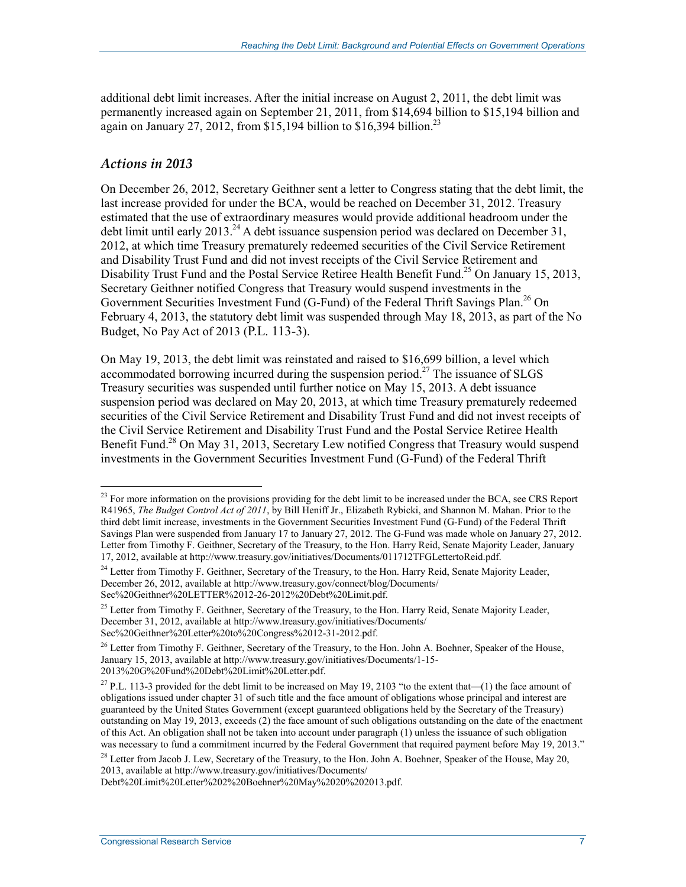additional debt limit increases. After the initial increase on August 2, 2011, the debt limit was permanently increased again on September 21, 2011, from $14,694 billion to $15,194 billion and again on January 27, 2012, from $15,194 billion to $16,394 billion.[23]

### *Actions in 2013*

On December 26, 2012, Secretary Geithner sent a letter to Congress stating that the debt limit, the last increase provided for under the BCA, would be reached on December 31, 2012. Treasury estimated that the use of extraordinary measures would provide additional headroom under the debt limit until early 2013.[24] A debt issuance suspension period was declared on December 31, 2012, at which time Treasury prematurely redeemed securities of the Civil Service Retirement and Disability Trust Fund and did not invest receipts of the Civil Service Retirement and Disability Trust Fund and the Postal Service Retiree Health Benefit Fund.[25] On January 15, 2013, Secretary Geithner notified Congress that Treasury would suspend investments in the Government Securities Investment Fund (G-Fund) of the Federal Thrift Savings Plan.[26] On February 4, 2013, the statutory debt limit was suspended through May 18, 2013, as part of the No Budget, No Pay Act of 2013 (P.L. 113-3).

On May 19, 2013, the debt limit was reinstated and raised to $16,699 billion, a level which accommodated borrowing incurred during the suspension period.[27] The issuance of SLGS Treasury securities was suspended until further notice on May 15, 2013. A debt issuance suspension period was declared on May 20, 2013, at which time Treasury prematurely redeemed securities of the Civil Service Retirement and Disability Trust Fund and did not invest receipts of the Civil Service Retirement and Disability Trust Fund and the Postal Service Retiree Health Benefit Fund.[28] On May 31, 2013, Secretary Lew notified Congress that Treasury would suspend investments in the Government Securities Investment Fund (G-Fund) of the Federal Thrift

---

[23] For more information on the provisions providing for the debt limit to be increased under the BCA, see CRS Report R41965, *The Budget Control Act of 2011*, by Bill Heniff Jr., Elizabeth Rybicki, and Shannon M. Mahan. Prior to the third debt limit increase, investments in the Government Securities Investment Fund (G-Fund) of the Federal Thrift Savings Plan were suspended from January 17 to January 27, 2012. The G-Fund was made whole on January 27, 2012. Letter from Timothy F. Geithner, Secretary of the Treasury, to the Hon. Harry Reid, Senate Majority Leader, January 17, 2012, available at http://www.treasury.gov/initiatives/Documents/011712TFGLettertoReid.pdf.

[24] Letter from Timothy F. Geithner, Secretary of the Treasury, to the Hon. Harry Reid, Senate Majority Leader, December 26, 2012, available at http://www.treasury.gov/connect/blog/Documents/Sec%20Geithner%20LETTER%2012-26-2012%20Debt%20Limit.pdf.

[25] Letter from Timothy F. Geithner, Secretary of the Treasury, to the Hon. Harry Reid, Senate Majority Leader, December 31, 2012, available at http://www.treasury.gov/initiatives/Documents/Sec%20Geithner%20Letter%20to%20Congress%2012-31-2012.pdf.

[26] Letter from Timothy F. Geithner, Secretary of the Treasury, to the Hon. John A. Boehner, Speaker of the House, January 15, 2013, available at http://www.treasury.gov/initiatives/Documents/1-15-2013%20G%20Fund%20Debt%20Limit%20Letter.pdf.

[27] P.L. 113-3 provided for the debt limit to be increased on May 19, 2103 "to the extent that—(1) the face amount of obligations issued under chapter 31 of such title and the face amount of obligations whose principal and interest are guaranteed by the United States Government (except guaranteed obligations held by the Secretary of the Treasury) outstanding on May 19, 2013, exceeds (2) the face amount of such obligations outstanding on the date of the enactment of this Act. An obligation shall not be taken into account under paragraph (1) unless the issuance of such obligation was necessary to fund a commitment incurred by the Federal Government that required payment before May 19, 2013."

[28] Letter from Jacob J. Lew, Secretary of the Treasury, to the Hon. John A. Boehner, Speaker of the House, May 20, 2013, available at http://www.treasury.gov/initiatives/Documents/Debt%20Limit%20Letter%202%20Boehner%20May%2020%202013.pdf.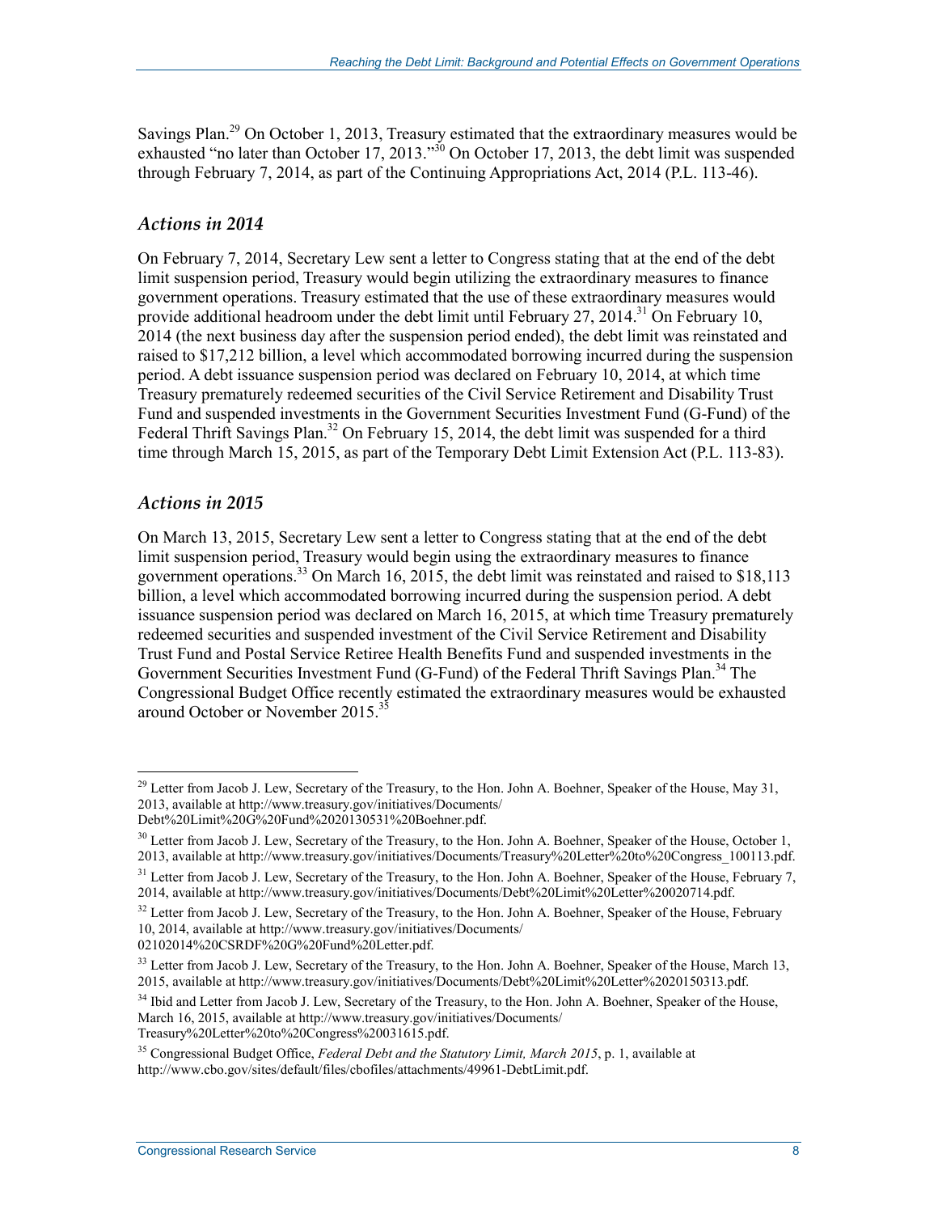Savings Plan.[29] On October 1, 2013, Treasury estimated that the extraordinary measures would be exhausted "no later than October 17, 2013."[30] On October 17, 2013, the debt limit was suspended through February 7, 2014, as part of the Continuing Appropriations Act, 2014 (P.L. 113-46).

### *Actions in 2014*

On February 7, 2014, Secretary Lew sent a letter to Congress stating that at the end of the debt limit suspension period, Treasury would begin utilizing the extraordinary measures to finance government operations. Treasury estimated that the use of these extraordinary measures would provide additional headroom under the debt limit until February 27, 2014.[31] On February 10, 2014 (the next business day after the suspension period ended), the debt limit was reinstated and raised to $17,212 billion, a level which accommodated borrowing incurred during the suspension period. A debt issuance suspension period was declared on February 10, 2014, at which time Treasury prematurely redeemed securities of the Civil Service Retirement and Disability Trust Fund and suspended investments in the Government Securities Investment Fund (G-Fund) of the Federal Thrift Savings Plan.[32] On February 15, 2014, the debt limit was suspended for a third time through March 15, 2015, as part of the Temporary Debt Limit Extension Act (P.L. 113-83).

### *Actions in 2015*

On March 13, 2015, Secretary Lew sent a letter to Congress stating that at the end of the debt limit suspension period, Treasury would begin using the extraordinary measures to finance government operations.[33] On March 16, 2015, the debt limit was reinstated and raised to $18,113 billion, a level which accommodated borrowing incurred during the suspension period. A debt issuance suspension period was declared on March 16, 2015, at which time Treasury prematurely redeemed securities and suspended investment of the Civil Service Retirement and Disability Trust Fund and Postal Service Retiree Health Benefits Fund and suspended investments in the Government Securities Investment Fund (G-Fund) of the Federal Thrift Savings Plan.[34] The Congressional Budget Office recently estimated the extraordinary measures would be exhausted around October or November 2015.[35]

---

[29] Letter from Jacob J. Lew, Secretary of the Treasury, to the Hon. John A. Boehner, Speaker of the House, May 31, 2013, available at http://www.treasury.gov/initiatives/Documents/Debt%20Limit%20G%20Fund%2020130531%20Boehner.pdf.

[30] Letter from Jacob J. Lew, Secretary of the Treasury, to the Hon. John A. Boehner, Speaker of the House, October 1, 2013, available at http://www.treasury.gov/initiatives/Documents/Treasury%20Letter%20to%20Congress_100113.pdf.

[31] Letter from Jacob J. Lew, Secretary of the Treasury, to the Hon. John A. Boehner, Speaker of the House, February 7, 2014, available at http://www.treasury.gov/initiatives/Documents/Debt%20Limit%20Letter%20020714.pdf.

[32] Letter from Jacob J. Lew, Secretary of the Treasury, to the Hon. John A. Boehner, Speaker of the House, February 10, 2014, available at http://www.treasury.gov/initiatives/Documents/02102014%20CSRDF%20G%20Fund%20Letter.pdf.

[33] Letter from Jacob J. Lew, Secretary of the Treasury, to the Hon. John A. Boehner, Speaker of the House, March 13, 2015, available at http://www.treasury.gov/initiatives/Documents/Debt%20Limit%20Letter%2020150313.pdf.

[34] Ibid and Letter from Jacob J. Lew, Secretary of the Treasury, to the Hon. John A. Boehner, Speaker of the House, March 16, 2015, available at http://www.treasury.gov/initiatives/Documents/Treasury%20Letter%20to%20Congress%20031615.pdf.

[35] Congressional Budget Office, *Federal Debt and the Statutory Limit, March 2015*, p. 1, available at http://www.cbo.gov/sites/default/files/cbofiles/attachments/49961-DebtLimit.pdf.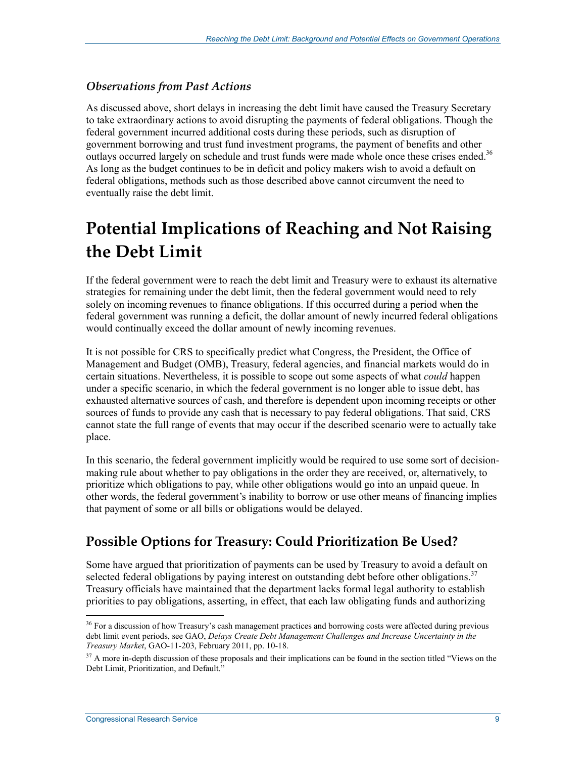### *Observations from Past Actions*

As discussed above, short delays in increasing the debt limit have caused the Treasury Secretary to take extraordinary actions to avoid disrupting the payments of federal obligations. Though the federal government incurred additional costs during these periods, such as disruption of government borrowing and trust fund investment programs, the payment of benefits and other outlays occurred largely on schedule and trust funds were made whole once these crises ended.[36] As long as the budget continues to be in deficit and policy makers wish to avoid a default on federal obligations, methods such as those described above cannot circumvent the need to eventually raise the debt limit.

# Potential Implications of Reaching and Not Raising the Debt Limit

If the federal government were to reach the debt limit and Treasury were to exhaust its alternative strategies for remaining under the debt limit, then the federal government would need to rely solely on incoming revenues to finance obligations. If this occurred during a period when the federal government was running a deficit, the dollar amount of newly incurred federal obligations would continually exceed the dollar amount of newly incoming revenues.

It is not possible for CRS to specifically predict what Congress, the President, the Office of Management and Budget (OMB), Treasury, federal agencies, and financial markets would do in certain situations. Nevertheless, it is possible to scope out some aspects of what *could* happen under a specific scenario, in which the federal government is no longer able to issue debt, has exhausted alternative sources of cash, and therefore is dependent upon incoming receipts or other sources of funds to provide any cash that is necessary to pay federal obligations. That said, CRS cannot state the full range of events that may occur if the described scenario were to actually take place.

In this scenario, the federal government implicitly would be required to use some sort of decision-making rule about whether to pay obligations in the order they are received, or, alternatively, to prioritize which obligations to pay, while other obligations would go into an unpaid queue. In other words, the federal government's inability to borrow or use other means of financing implies that payment of some or all bills or obligations would be delayed.

## Possible Options for Treasury: Could Prioritization Be Used?

Some have argued that prioritization of payments can be used by Treasury to avoid a default on selected federal obligations by paying interest on outstanding debt before other obligations.[37] Treasury officials have maintained that the department lacks formal legal authority to establish priorities to pay obligations, asserting, in effect, that each law obligating funds and authorizing

[36] For a discussion of how Treasury's cash management practices and borrowing costs were affected during previous debt limit event periods, see GAO, *Delays Create Debt Management Challenges and Increase Uncertainty in the Treasury Market*, GAO-11-203, February 2011, pp. 10-18.

[37] A more in-depth discussion of these proposals and their implications can be found in the section titled "Views on the Debt Limit, Prioritization, and Default."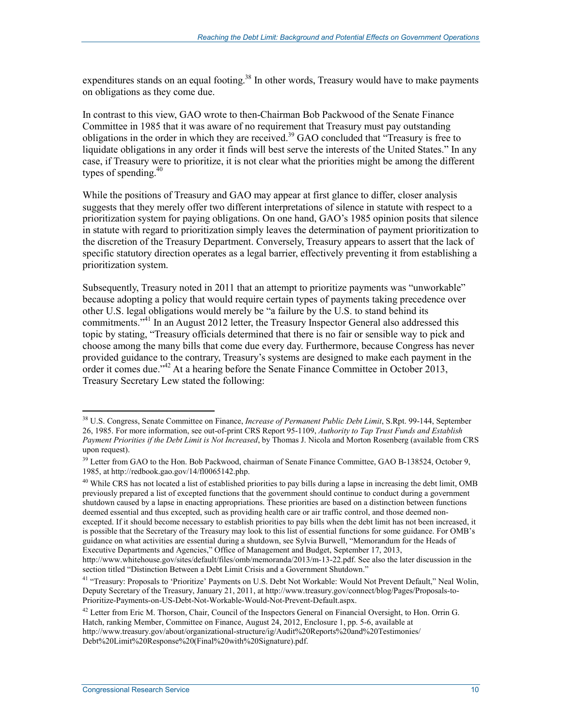expenditures stands on an equal footing.[38] In other words, Treasury would have to make payments on obligations as they come due.

In contrast to this view, GAO wrote to then-Chairman Bob Packwood of the Senate Finance Committee in 1985 that it was aware of no requirement that Treasury must pay outstanding obligations in the order in which they are received.[39] GAO concluded that "Treasury is free to liquidate obligations in any order it finds will best serve the interests of the United States." In any case, if Treasury were to prioritize, it is not clear what the priorities might be among the different types of spending.[40]

While the positions of Treasury and GAO may appear at first glance to differ, closer analysis suggests that they merely offer two different interpretations of silence in statute with respect to a prioritization system for paying obligations. On one hand, GAO's 1985 opinion posits that silence in statute with regard to prioritization simply leaves the determination of payment prioritization to the discretion of the Treasury Department. Conversely, Treasury appears to assert that the lack of specific statutory direction operates as a legal barrier, effectively preventing it from establishing a prioritization system.

Subsequently, Treasury noted in 2011 that an attempt to prioritize payments was "unworkable" because adopting a policy that would require certain types of payments taking precedence over other U.S. legal obligations would merely be "a failure by the U.S. to stand behind its commitments."[41] In an August 2012 letter, the Treasury Inspector General also addressed this topic by stating, "Treasury officials determined that there is no fair or sensible way to pick and choose among the many bills that come due every day. Furthermore, because Congress has never provided guidance to the contrary, Treasury's systems are designed to make each payment in the order it comes due."[42] At a hearing before the Senate Finance Committee in October 2013, Treasury Secretary Lew stated the following:

---

[38] U.S. Congress, Senate Committee on Finance, *Increase of Permanent Public Debt Limit*, S.Rpt. 99-144, September 26, 1985. For more information, see out-of-print CRS Report 95-1109, *Authority to Tap Trust Funds and Establish Payment Priorities if the Debt Limit is Not Increased*, by Thomas J. Nicola and Morton Rosenberg (available from CRS upon request).

[39] Letter from GAO to the Hon. Bob Packwood, chairman of Senate Finance Committee, GAO B-138524, October 9, 1985, at http://redbook.gao.gov/14/fl0065142.php.

[40] While CRS has not located a list of established priorities to pay bills during a lapse in increasing the debt limit, OMB previously prepared a list of excepted functions that the government should continue to conduct during a government shutdown caused by a lapse in enacting appropriations. These priorities are based on a distinction between functions deemed essential and thus excepted, such as providing health care or air traffic control, and those deemed non-excepted. If it should become necessary to establish priorities to pay bills when the debt limit has not been increased, it is possible that the Secretary of the Treasury may look to this list of essential functions for some guidance. For OMB's guidance on what activities are essential during a shutdown, see Sylvia Burwell, "Memorandum for the Heads of Executive Departments and Agencies," Office of Management and Budget, September 17, 2013, http://www.whitehouse.gov/sites/default/files/omb/memoranda/2013/m-13-22.pdf. See also the later discussion in the section titled "Distinction Between a Debt Limit Crisis and a Government Shutdown."

[41] "Treasury: Proposals to 'Prioritize' Payments on U.S. Debt Not Workable: Would Not Prevent Default," Neal Wolin, Deputy Secretary of the Treasury, January 21, 2011, at http://www.treasury.gov/connect/blog/Pages/Proposals-to-Prioritize-Payments-on-US-Debt-Not-Workable-Would-Not-Prevent-Default.aspx.

[42] Letter from Eric M. Thorson, Chair, Council of the Inspectors General on Financial Oversight, to Hon. Orrin G. Hatch, ranking Member, Committee on Finance, August 24, 2012, Enclosure 1, pp. 5-6, available at http://www.treasury.gov/about/organizational-structure/ig/Audit%20Reports%20and%20Testimonies/Debt%20Limit%20Response%20(Final%20with%20Signature).pdf.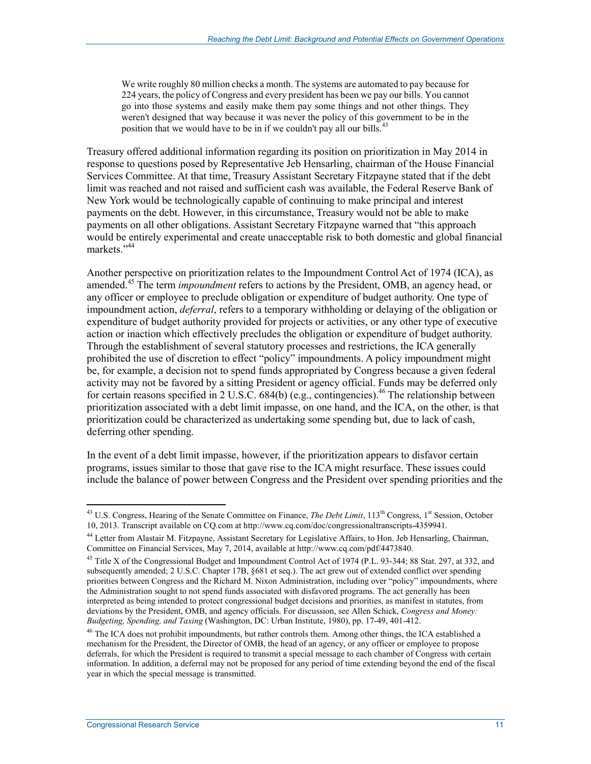> We write roughly 80 million checks a month. The systems are automated to pay because for 224 years, the policy of Congress and every president has been we pay our bills. You cannot go into those systems and easily make them pay some things and not other things. They weren't designed that way because it was never the policy of this government to be in the position that we would have to be in if we couldn't pay all our bills.[43]

Treasury offered additional information regarding its position on prioritization in May 2014 in response to questions posed by Representative Jeb Hensarling, chairman of the House Financial Services Committee. At that time, Treasury Assistant Secretary Fitzpayne stated that if the debt limit was reached and not raised and sufficient cash was available, the Federal Reserve Bank of New York would be technologically capable of continuing to make principal and interest payments on the debt. However, in this circumstance, Treasury would not be able to make payments on all other obligations. Assistant Secretary Fitzpayne warned that "this approach would be entirely experimental and create unacceptable risk to both domestic and global financial markets."[44]

Another perspective on prioritization relates to the Impoundment Control Act of 1974 (ICA), as amended.[45] The term *impoundment* refers to actions by the President, OMB, an agency head, or any officer or employee to preclude obligation or expenditure of budget authority. One type of impoundment action, *deferral*, refers to a temporary withholding or delaying of the obligation or expenditure of budget authority provided for projects or activities, or any other type of executive action or inaction which effectively precludes the obligation or expenditure of budget authority. Through the establishment of several statutory processes and restrictions, the ICA generally prohibited the use of discretion to effect "policy" impoundments. A policy impoundment might be, for example, a decision not to spend funds appropriated by Congress because a given federal activity may not be favored by a sitting President or agency official. Funds may be deferred only for certain reasons specified in 2 U.S.C. 684(b) (e.g., contingencies).[46] The relationship between prioritization associated with a debt limit impasse, on one hand, and the ICA, on the other, is that prioritization could be characterized as undertaking some spending but, due to lack of cash, deferring other spending.

In the event of a debt limit impasse, however, if the prioritization appears to disfavor certain programs, issues similar to those that gave rise to the ICA might resurface. These issues could include the balance of power between Congress and the President over spending priorities and the

---

[43] U.S. Congress, Hearing of the Senate Committee on Finance, *The Debt Limit*, 113th Congress, 1st Session, October 10, 2013. Transcript available on CQ.com at http://www.cq.com/doc/congressionaltranscripts-4359941.

[44] Letter from Alastair M. Fitzpayne, Assistant Secretary for Legislative Affairs, to Hon. Jeb Hensarling, Chairman, Committee on Financial Services, May 7, 2014, available at http://www.cq.com/pdf/4473840.

[45] Title X of the Congressional Budget and Impoundment Control Act of 1974 (P.L. 93-344; 88 Stat. 297, at 332, and subsequently amended; 2 U.S.C. Chapter 17B, §681 et seq.). The act grew out of extended conflict over spending priorities between Congress and the Richard M. Nixon Administration, including over "policy" impoundments, where the Administration sought to not spend funds associated with disfavored programs. The act generally has been interpreted as being intended to protect congressional budget decisions and priorities, as manifest in statutes, from deviations by the President, OMB, and agency officials. For discussion, see Allen Schick, *Congress and Money: Budgeting, Spending, and Taxing* (Washington, DC: Urban Institute, 1980), pp. 17-49, 401-412.

[46] The ICA does not prohibit impoundments, but rather controls them. Among other things, the ICA established a mechanism for the President, the Director of OMB, the head of an agency, or any officer or employee to propose deferrals, for which the President is required to transmit a special message to each chamber of Congress with certain information. In addition, a deferral may not be proposed for any period of time extending beyond the end of the fiscal year in which the special message is transmitted.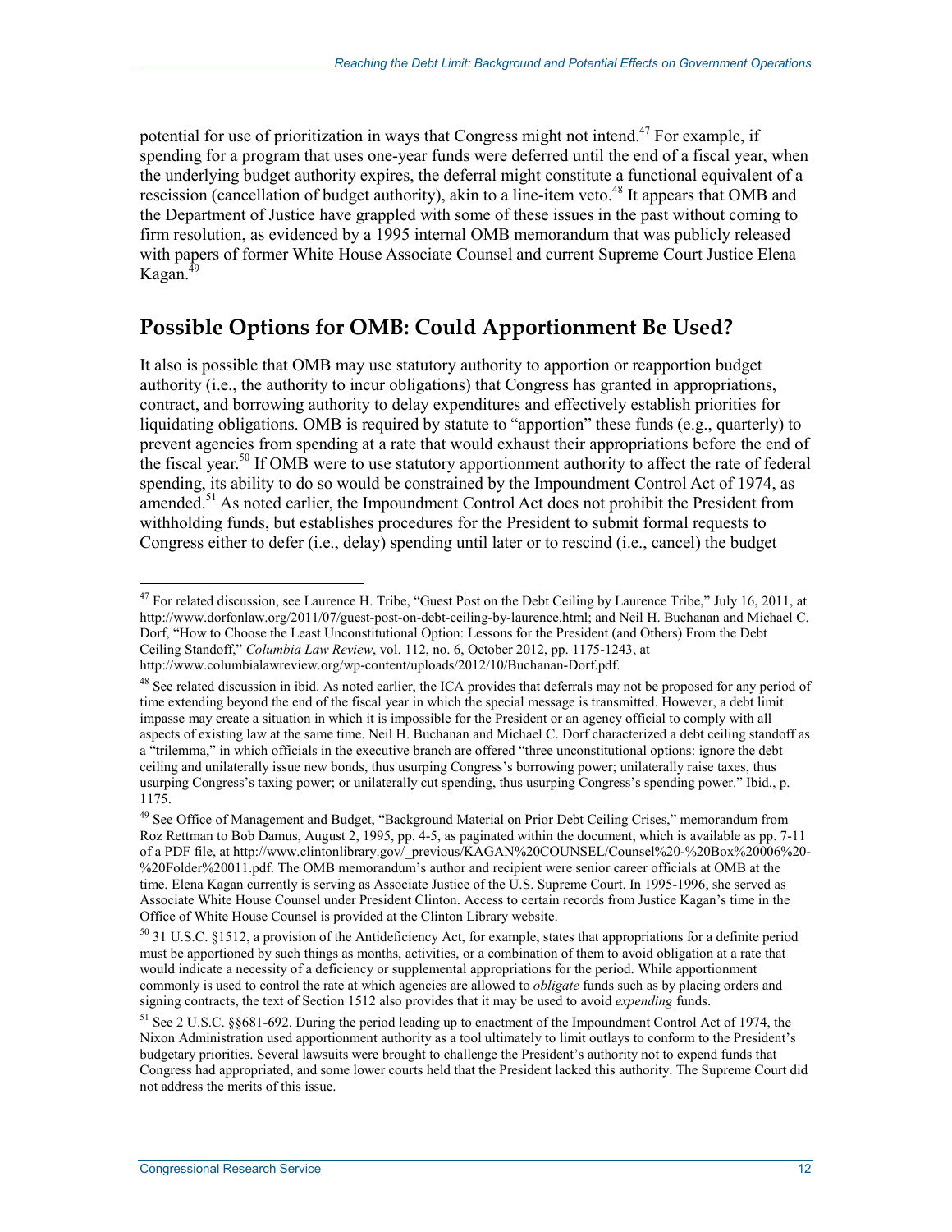potential for use of prioritization in ways that Congress might not intend.[47] For example, if spending for a program that uses one-year funds were deferred until the end of a fiscal year, when the underlying budget authority expires, the deferral might constitute a functional equivalent of a rescission (cancellation of budget authority), akin to a line-item veto.[48] It appears that OMB and the Department of Justice have grappled with some of these issues in the past without coming to firm resolution, as evidenced by a 1995 internal OMB memorandum that was publicly released with papers of former White House Associate Counsel and current Supreme Court Justice Elena Kagan.[49]

## Possible Options for OMB: Could Apportionment Be Used?

It also is possible that OMB may use statutory authority to apportion or reapportion budget authority (i.e., the authority to incur obligations) that Congress has granted in appropriations, contract, and borrowing authority to delay expenditures and effectively establish priorities for liquidating obligations. OMB is required by statute to "apportion" these funds (e.g., quarterly) to prevent agencies from spending at a rate that would exhaust their appropriations before the end of the fiscal year.[50] If OMB were to use statutory apportionment authority to affect the rate of federal spending, its ability to do so would be constrained by the Impoundment Control Act of 1974, as amended.[51] As noted earlier, the Impoundment Control Act does not prohibit the President from withholding funds, but establishes procedures for the President to submit formal requests to Congress either to defer (i.e., delay) spending until later or to rescind (i.e., cancel) the budget

---

[47] For related discussion, see Laurence H. Tribe, "Guest Post on the Debt Ceiling by Laurence Tribe," July 16, 2011, at http://www.dorfonlaw.org/2011/07/guest-post-on-debt-ceiling-by-laurence.html; and Neil H. Buchanan and Michael C. Dorf, "How to Choose the Least Unconstitutional Option: Lessons for the President (and Others) From the Debt Ceiling Standoff," *Columbia Law Review*, vol. 112, no. 6, October 2012, pp. 1175-1243, at http://www.columbialawreview.org/wp-content/uploads/2012/10/Buchanan-Dorf.pdf.

[48] See related discussion in ibid. As noted earlier, the ICA provides that deferrals may not be proposed for any period of time extending beyond the end of the fiscal year in which the special message is transmitted. However, a debt limit impasse may create a situation in which it is impossible for the President or an agency official to comply with all aspects of existing law at the same time. Neil H. Buchanan and Michael C. Dorf characterized a debt ceiling standoff as a "trilemma," in which officials in the executive branch are offered "three unconstitutional options: ignore the debt ceiling and unilaterally issue new bonds, thus usurping Congress's borrowing power; unilaterally raise taxes, thus usurping Congress's taxing power; or unilaterally cut spending, thus usurping Congress's spending power." Ibid., p. 1175.

[49] See Office of Management and Budget, "Background Material on Prior Debt Ceiling Crises," memorandum from Roz Rettman to Bob Damus, August 2, 1995, pp. 4-5, as paginated within the document, which is available as pp. 7-11 of a PDF file, at http://www.clintonlibrary.gov/_previous/KAGAN%20COUNSEL/Counsel%20-%20Box%20006%20-%20Folder%20011.pdf. The OMB memorandum's author and recipient were senior career officials at OMB at the time. Elena Kagan currently is serving as Associate Justice of the U.S. Supreme Court. In 1995-1996, she served as Associate White House Counsel under President Clinton. Access to certain records from Justice Kagan's time in the Office of White House Counsel is provided at the Clinton Library website.

[50] 31 U.S.C. §1512, a provision of the Antideficiency Act, for example, states that appropriations for a definite period must be apportioned by such things as months, activities, or a combination of them to avoid obligation at a rate that would indicate a necessity of a deficiency or supplemental appropriations for the period. While apportionment commonly is used to control the rate at which agencies are allowed to *obligate* funds such as by placing orders and signing contracts, the text of Section 1512 also provides that it may be used to avoid *expending* funds.

[51] See 2 U.S.C. §§681-692. During the period leading up to enactment of the Impoundment Control Act of 1974, the Nixon Administration used apportionment authority as a tool ultimately to limit outlays to conform to the President's budgetary priorities. Several lawsuits were brought to challenge the President's authority not to expend funds that Congress had appropriated, and some lower courts held that the President lacked this authority. The Supreme Court did not address the merits of this issue.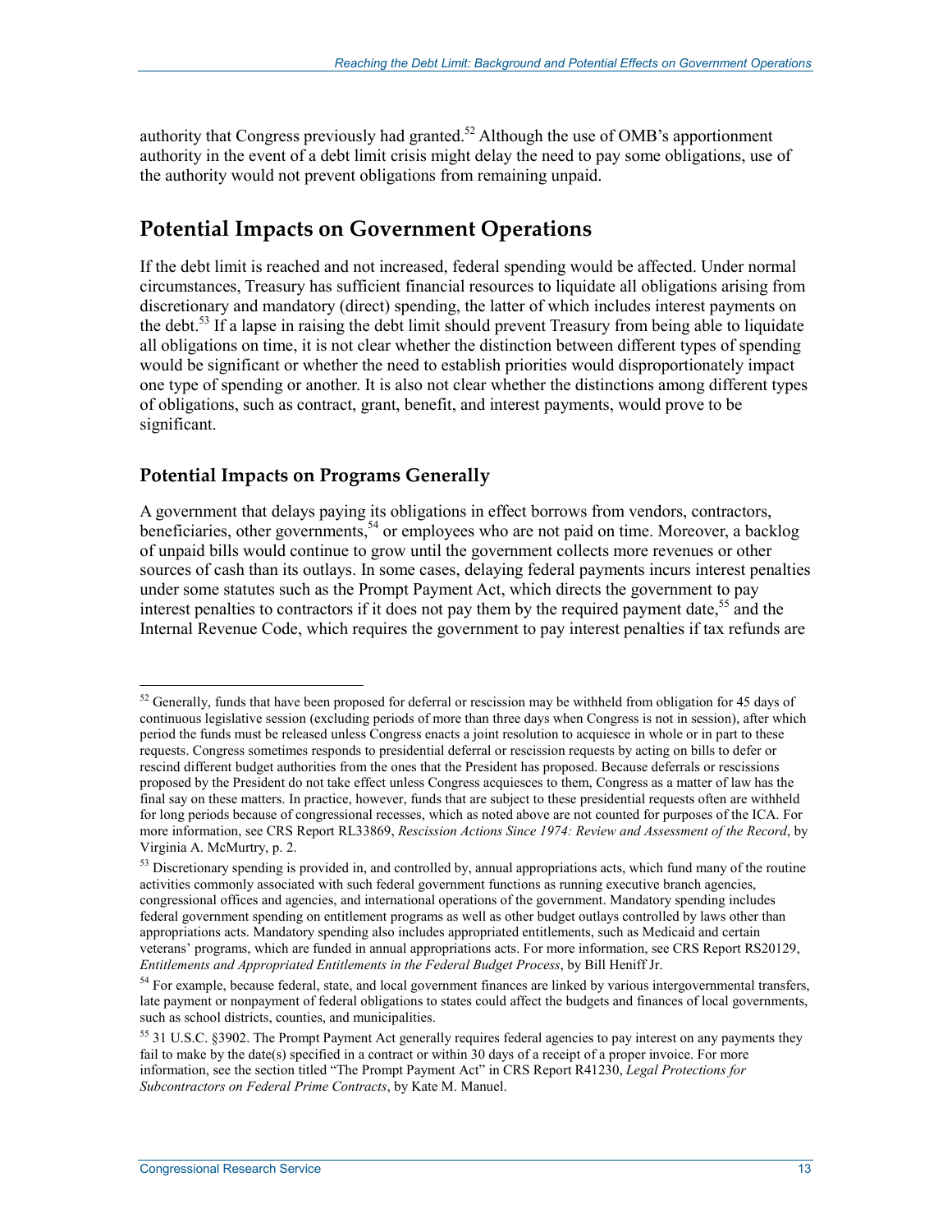authority that Congress previously had granted.[52] Although the use of OMB's apportionment authority in the event of a debt limit crisis might delay the need to pay some obligations, use of the authority would not prevent obligations from remaining unpaid.

## Potential Impacts on Government Operations

If the debt limit is reached and not increased, federal spending would be affected. Under normal circumstances, Treasury has sufficient financial resources to liquidate all obligations arising from discretionary and mandatory (direct) spending, the latter of which includes interest payments on the debt.[53] If a lapse in raising the debt limit should prevent Treasury from being able to liquidate all obligations on time, it is not clear whether the distinction between different types of spending would be significant or whether the need to establish priorities would disproportionately impact one type of spending or another. It is also not clear whether the distinctions among different types of obligations, such as contract, grant, benefit, and interest payments, would prove to be significant.

### Potential Impacts on Programs Generally

A government that delays paying its obligations in effect borrows from vendors, contractors, beneficiaries, other governments,[54] or employees who are not paid on time. Moreover, a backlog of unpaid bills would continue to grow until the government collects more revenues or other sources of cash than its outlays. In some cases, delaying federal payments incurs interest penalties under some statutes such as the Prompt Payment Act, which directs the government to pay interest penalties to contractors if it does not pay them by the required payment date,[55] and the Internal Revenue Code, which requires the government to pay interest penalties if tax refunds are

---

[52] Generally, funds that have been proposed for deferral or rescission may be withheld from obligation for 45 days of continuous legislative session (excluding periods of more than three days when Congress is not in session), after which period the funds must be released unless Congress enacts a joint resolution to acquiesce in whole or in part to these requests. Congress sometimes responds to presidential deferral or rescission requests by acting on bills to defer or rescind different budget authorities from the ones that the President has proposed. Because deferrals or rescissions proposed by the President do not take effect unless Congress acquiesces to them, Congress as a matter of law has the final say on these matters. In practice, however, funds that are subject to these presidential requests often are withheld for long periods because of congressional recesses, which as noted above are not counted for purposes of the ICA. For more information, see CRS Report RL33869, *Rescission Actions Since 1974: Review and Assessment of the Record*, by Virginia A. McMurtry, p. 2.

[53] Discretionary spending is provided in, and controlled by, annual appropriations acts, which fund many of the routine activities commonly associated with such federal government functions as running executive branch agencies, congressional offices and agencies, and international operations of the government. Mandatory spending includes federal government spending on entitlement programs as well as other budget outlays controlled by laws other than appropriations acts. Mandatory spending also includes appropriated entitlements, such as Medicaid and certain veterans' programs, which are funded in annual appropriations acts. For more information, see CRS Report RS20129, *Entitlements and Appropriated Entitlements in the Federal Budget Process*, by Bill Heniff Jr.

[54] For example, because federal, state, and local government finances are linked by various intergovernmental transfers, late payment or nonpayment of federal obligations to states could affect the budgets and finances of local governments, such as school districts, counties, and municipalities.

[55] 31 U.S.C. §3902. The Prompt Payment Act generally requires federal agencies to pay interest on any payments they fail to make by the date(s) specified in a contract or within 30 days of a receipt of a proper invoice. For more information, see the section titled "The Prompt Payment Act" in CRS Report R41230, *Legal Protections for Subcontractors on Federal Prime Contracts*, by Kate M. Manuel.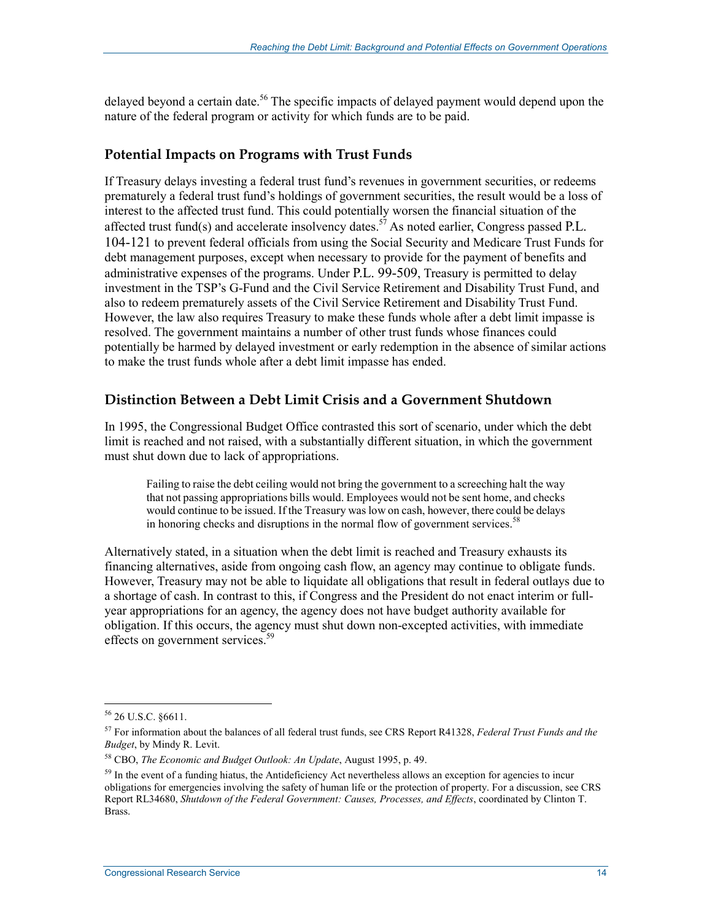delayed beyond a certain date.[56] The specific impacts of delayed payment would depend upon the nature of the federal program or activity for which funds are to be paid.

### Potential Impacts on Programs with Trust Funds

If Treasury delays investing a federal trust fund's revenues in government securities, or redeems prematurely a federal trust fund's holdings of government securities, the result would be a loss of interest to the affected trust fund. This could potentially worsen the financial situation of the affected trust fund(s) and accelerate insolvency dates.[57] As noted earlier, Congress passed P.L. 104-121 to prevent federal officials from using the Social Security and Medicare Trust Funds for debt management purposes, except when necessary to provide for the payment of benefits and administrative expenses of the programs. Under P.L. 99-509, Treasury is permitted to delay investment in the TSP's G-Fund and the Civil Service Retirement and Disability Trust Fund, and also to redeem prematurely assets of the Civil Service Retirement and Disability Trust Fund. However, the law also requires Treasury to make these funds whole after a debt limit impasse is resolved. The government maintains a number of other trust funds whose finances could potentially be harmed by delayed investment or early redemption in the absence of similar actions to make the trust funds whole after a debt limit impasse has ended.

### Distinction Between a Debt Limit Crisis and a Government Shutdown

In 1995, the Congressional Budget Office contrasted this sort of scenario, under which the debt limit is reached and not raised, with a substantially different situation, in which the government must shut down due to lack of appropriations.

> Failing to raise the debt ceiling would not bring the government to a screeching halt the way that not passing appropriations bills would. Employees would not be sent home, and checks would continue to be issued. If the Treasury was low on cash, however, there could be delays in honoring checks and disruptions in the normal flow of government services.[58]

Alternatively stated, in a situation when the debt limit is reached and Treasury exhausts its financing alternatives, aside from ongoing cash flow, an agency may continue to obligate funds. However, Treasury may not be able to liquidate all obligations that result in federal outlays due to a shortage of cash. In contrast to this, if Congress and the President do not enact interim or full-year appropriations for an agency, the agency does not have budget authority available for obligation. If this occurs, the agency must shut down non-excepted activities, with immediate effects on government services.[59]

---

[56] 26 U.S.C. §6611.

[57] For information about the balances of all federal trust funds, see CRS Report R41328, *Federal Trust Funds and the Budget*, by Mindy R. Levit.

[58] CBO, *The Economic and Budget Outlook: An Update*, August 1995, p. 49.

[59] In the event of a funding hiatus, the Antideficiency Act nevertheless allows an exception for agencies to incur obligations for emergencies involving the safety of human life or the protection of property. For a discussion, see CRS Report RL34680, *Shutdown of the Federal Government: Causes, Processes, and Effects*, coordinated by Clinton T. Brass.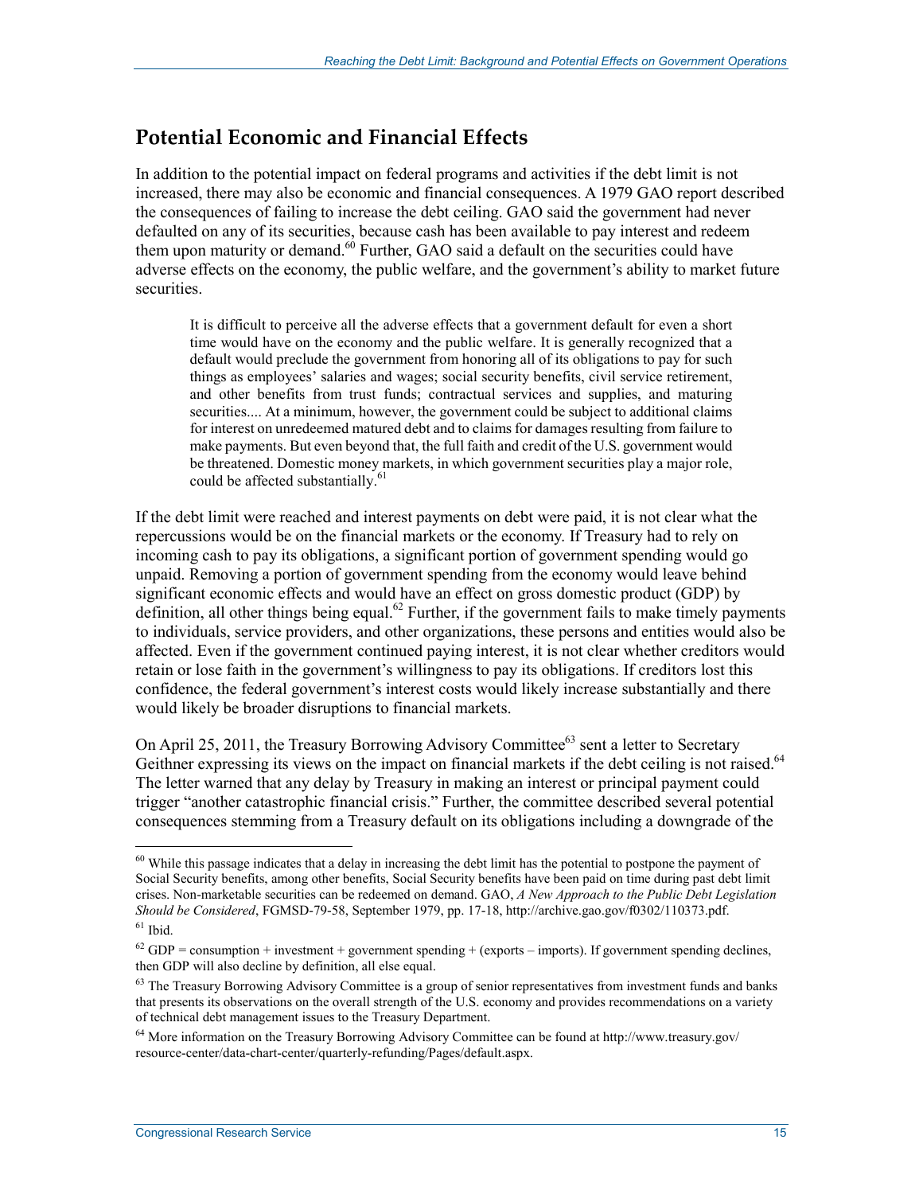## Potential Economic and Financial Effects

In addition to the potential impact on federal programs and activities if the debt limit is not increased, there may also be economic and financial consequences. A 1979 GAO report described the consequences of failing to increase the debt ceiling. GAO said the government had never defaulted on any of its securities, because cash has been available to pay interest and redeem them upon maturity or demand.[60] Further, GAO said a default on the securities could have adverse effects on the economy, the public welfare, and the government's ability to market future securities.

> It is difficult to perceive all the adverse effects that a government default for even a short time would have on the economy and the public welfare. It is generally recognized that a default would preclude the government from honoring all of its obligations to pay for such things as employees' salaries and wages; social security benefits, civil service retirement, and other benefits from trust funds; contractual services and supplies, and maturing securities.... At a minimum, however, the government could be subject to additional claims for interest on unredeemed matured debt and to claims for damages resulting from failure to make payments. But even beyond that, the full faith and credit of the U.S. government would be threatened. Domestic money markets, in which government securities play a major role, could be affected substantially.[61]

If the debt limit were reached and interest payments on debt were paid, it is not clear what the repercussions would be on the financial markets or the economy. If Treasury had to rely on incoming cash to pay its obligations, a significant portion of government spending would go unpaid. Removing a portion of government spending from the economy would leave behind significant economic effects and would have an effect on gross domestic product (GDP) by definition, all other things being equal.[62] Further, if the government fails to make timely payments to individuals, service providers, and other organizations, these persons and entities would also be affected. Even if the government continued paying interest, it is not clear whether creditors would retain or lose faith in the government's willingness to pay its obligations. If creditors lost this confidence, the federal government's interest costs would likely increase substantially and there would likely be broader disruptions to financial markets.

On April 25, 2011, the Treasury Borrowing Advisory Committee[63] sent a letter to Secretary Geithner expressing its views on the impact on financial markets if the debt ceiling is not raised.[64] The letter warned that any delay by Treasury in making an interest or principal payment could trigger "another catastrophic financial crisis." Further, the committee described several potential consequences stemming from a Treasury default on its obligations including a downgrade of the

---

[60] While this passage indicates that a delay in increasing the debt limit has the potential to postpone the payment of Social Security benefits, among other benefits, Social Security benefits have been paid on time during past debt limit crises. Non-marketable securities can be redeemed on demand. GAO, *A New Approach to the Public Debt Legislation Should be Considered*, FGMSD-79-58, September 1979, pp. 17-18, http://archive.gao.gov/f0302/110373.pdf.

[61] Ibid.

[62] GDP = consumption + investment + government spending + (exports – imports). If government spending declines, then GDP will also decline by definition, all else equal.

[63] The Treasury Borrowing Advisory Committee is a group of senior representatives from investment funds and banks that presents its observations on the overall strength of the U.S. economy and provides recommendations on a variety of technical debt management issues to the Treasury Department.

[64] More information on the Treasury Borrowing Advisory Committee can be found at http://www.treasury.gov/resource-center/data-chart-center/quarterly-refunding/Pages/default.aspx.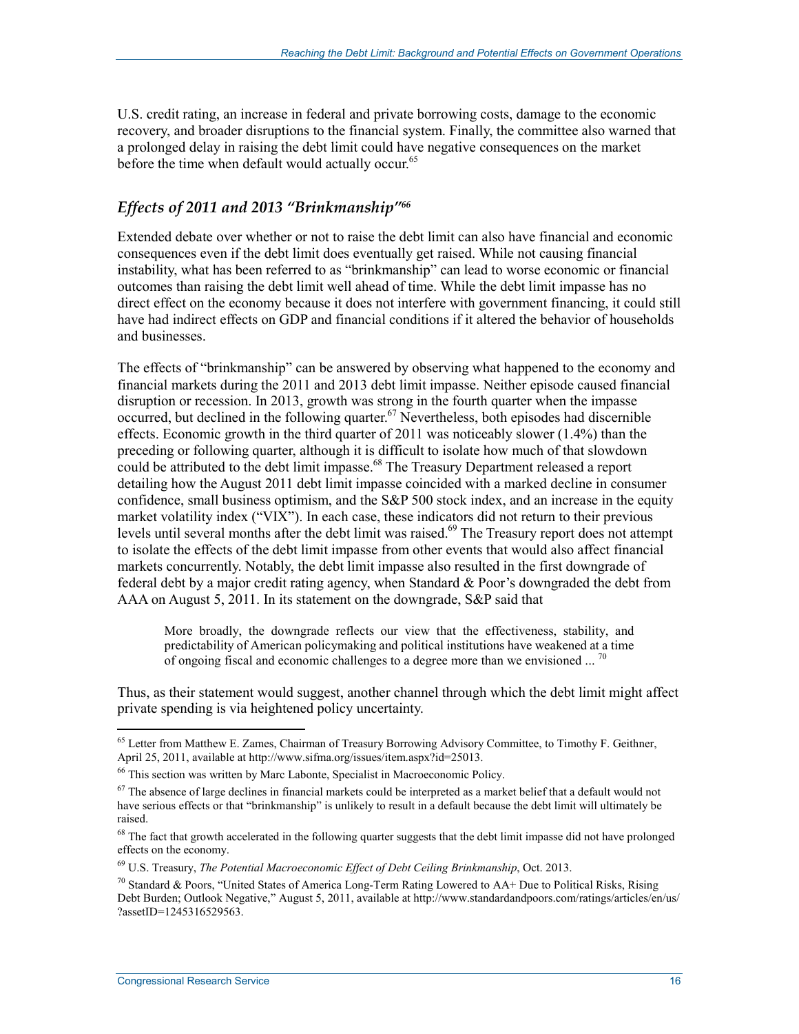U.S. credit rating, an increase in federal and private borrowing costs, damage to the economic recovery, and broader disruptions to the financial system. Finally, the committee also warned that a prolonged delay in raising the debt limit could have negative consequences on the market before the time when default would actually occur.[65]

### *Effects of 2011 and 2013 "Brinkmanship"*[66]

Extended debate over whether or not to raise the debt limit can also have financial and economic consequences even if the debt limit does eventually get raised. While not causing financial instability, what has been referred to as "brinkmanship" can lead to worse economic or financial outcomes than raising the debt limit well ahead of time. While the debt limit impasse has no direct effect on the economy because it does not interfere with government financing, it could still have had indirect effects on GDP and financial conditions if it altered the behavior of households and businesses.

The effects of "brinkmanship" can be answered by observing what happened to the economy and financial markets during the 2011 and 2013 debt limit impasse. Neither episode caused financial disruption or recession. In 2013, growth was strong in the fourth quarter when the impasse occurred, but declined in the following quarter.[67] Nevertheless, both episodes had discernible effects. Economic growth in the third quarter of 2011 was noticeably slower (1.4%) than the preceding or following quarter, although it is difficult to isolate how much of that slowdown could be attributed to the debt limit impasse.[68] The Treasury Department released a report detailing how the August 2011 debt limit impasse coincided with a marked decline in consumer confidence, small business optimism, and the S&P 500 stock index, and an increase in the equity market volatility index ("VIX"). In each case, these indicators did not return to their previous levels until several months after the debt limit was raised.[69] The Treasury report does not attempt to isolate the effects of the debt limit impasse from other events that would also affect financial markets concurrently. Notably, the debt limit impasse also resulted in the first downgrade of federal debt by a major credit rating agency, when Standard & Poor's downgraded the debt from AAA on August 5, 2011. In its statement on the downgrade, S&P said that

> More broadly, the downgrade reflects our view that the effectiveness, stability, and predictability of American policymaking and political institutions have weakened at a time of ongoing fiscal and economic challenges to a degree more than we envisioned ... [70]

Thus, as their statement would suggest, another channel through which the debt limit might affect private spending is via heightened policy uncertainty.

---

[65] Letter from Matthew E. Zames, Chairman of Treasury Borrowing Advisory Committee, to Timothy F. Geithner, April 25, 2011, available at http://www.sifma.org/issues/item.aspx?id=25013.

[66] This section was written by Marc Labonte, Specialist in Macroeconomic Policy.

[67] The absence of large declines in financial markets could be interpreted as a market belief that a default would not have serious effects or that "brinkmanship" is unlikely to result in a default because the debt limit will ultimately be raised.

[68] The fact that growth accelerated in the following quarter suggests that the debt limit impasse did not have prolonged effects on the economy.

[69] U.S. Treasury, *The Potential Macroeconomic Effect of Debt Ceiling Brinkmanship*, Oct. 2013.

[70] Standard & Poors, "United States of America Long-Term Rating Lowered to AA+ Due to Political Risks, Rising Debt Burden; Outlook Negative," August 5, 2011, available at http://www.standardandpoors.com/ratings/articles/en/us/?assetID=1245316529563.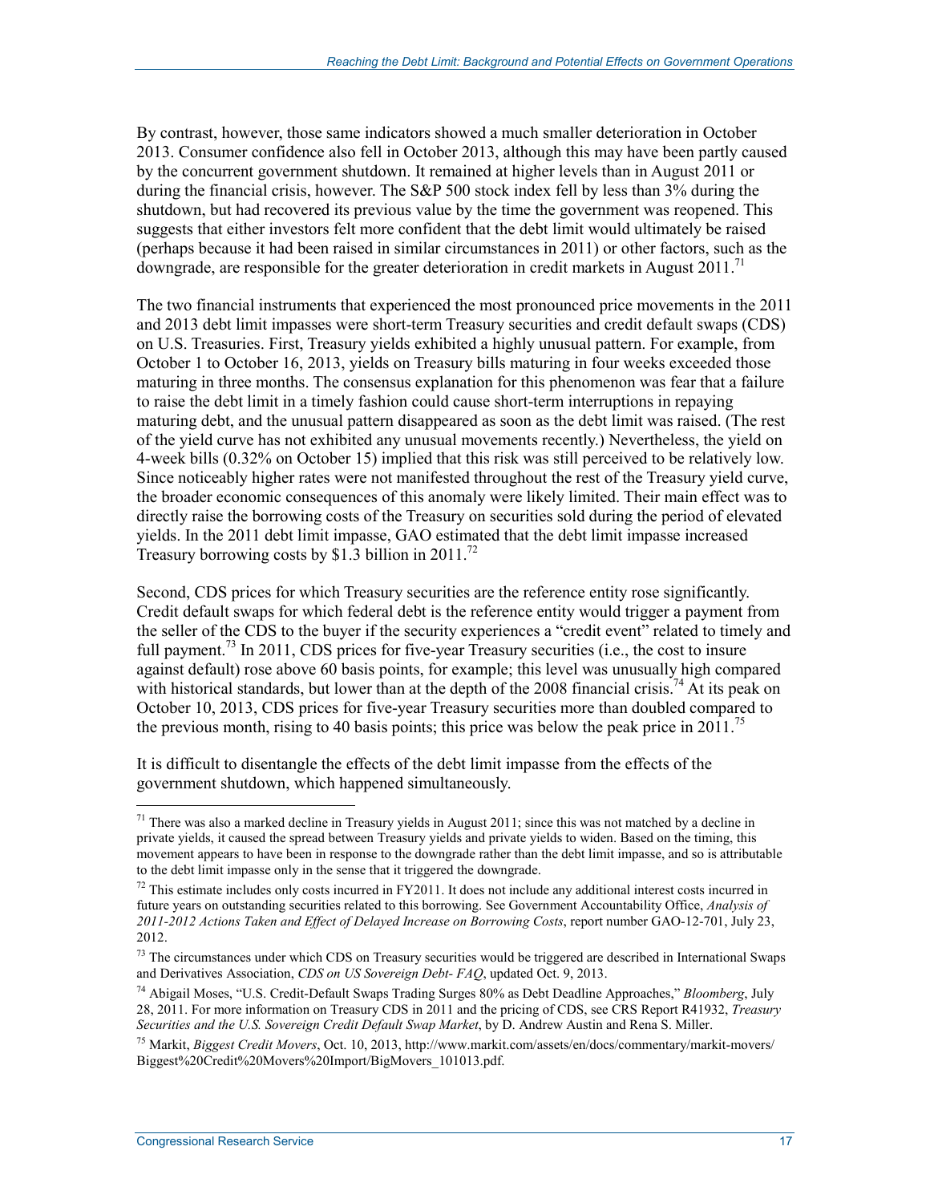By contrast, however, those same indicators showed a much smaller deterioration in October 2013. Consumer confidence also fell in October 2013, although this may have been partly caused by the concurrent government shutdown. It remained at higher levels than in August 2011 or during the financial crisis, however. The S&P 500 stock index fell by less than 3% during the shutdown, but had recovered its previous value by the time the government was reopened. This suggests that either investors felt more confident that the debt limit would ultimately be raised (perhaps because it had been raised in similar circumstances in 2011) or other factors, such as the downgrade, are responsible for the greater deterioration in credit markets in August 2011.[71]

The two financial instruments that experienced the most pronounced price movements in the 2011 and 2013 debt limit impasses were short-term Treasury securities and credit default swaps (CDS) on U.S. Treasuries. First, Treasury yields exhibited a highly unusual pattern. For example, from October 1 to October 16, 2013, yields on Treasury bills maturing in four weeks exceeded those maturing in three months. The consensus explanation for this phenomenon was fear that a failure to raise the debt limit in a timely fashion could cause short-term interruptions in repaying maturing debt, and the unusual pattern disappeared as soon as the debt limit was raised. (The rest of the yield curve has not exhibited any unusual movements recently.) Nevertheless, the yield on 4-week bills (0.32% on October 15) implied that this risk was still perceived to be relatively low. Since noticeably higher rates were not manifested throughout the rest of the Treasury yield curve, the broader economic consequences of this anomaly were likely limited. Their main effect was to directly raise the borrowing costs of the Treasury on securities sold during the period of elevated yields. In the 2011 debt limit impasse, GAO estimated that the debt limit impasse increased Treasury borrowing costs by $1.3 billion in 2011.[72]

Second, CDS prices for which Treasury securities are the reference entity rose significantly. Credit default swaps for which federal debt is the reference entity would trigger a payment from the seller of the CDS to the buyer if the security experiences a "credit event" related to timely and full payment.[73] In 2011, CDS prices for five-year Treasury securities (i.e., the cost to insure against default) rose above 60 basis points, for example; this level was unusually high compared with historical standards, but lower than at the depth of the 2008 financial crisis.[74] At its peak on October 10, 2013, CDS prices for five-year Treasury securities more than doubled compared to the previous month, rising to 40 basis points; this price was below the peak price in 2011.[75]

It is difficult to disentangle the effects of the debt limit impasse from the effects of the government shutdown, which happened simultaneously.

---

[71] There was also a marked decline in Treasury yields in August 2011; since this was not matched by a decline in private yields, it caused the spread between Treasury yields and private yields to widen. Based on the timing, this movement appears to have been in response to the downgrade rather than the debt limit impasse, and so is attributable to the debt limit impasse only in the sense that it triggered the downgrade.

[72] This estimate includes only costs incurred in FY2011. It does not include any additional interest costs incurred in future years on outstanding securities related to this borrowing. See Government Accountability Office, *Analysis of 2011-2012 Actions Taken and Effect of Delayed Increase on Borrowing Costs*, report number GAO-12-701, July 23, 2012.

[73] The circumstances under which CDS on Treasury securities would be triggered are described in International Swaps and Derivatives Association, *CDS on US Sovereign Debt- FAQ*, updated Oct. 9, 2013.

[74] Abigail Moses, "U.S. Credit-Default Swaps Trading Surges 80% as Debt Deadline Approaches," *Bloomberg*, July 28, 2011. For more information on Treasury CDS in 2011 and the pricing of CDS, see CRS Report R41932, *Treasury Securities and the U.S. Sovereign Credit Default Swap Market*, by D. Andrew Austin and Rena S. Miller.

[75] Markit, *Biggest Credit Movers*, Oct. 10, 2013, http://www.markit.com/assets/en/docs/commentary/markit-movers/Biggest%20Credit%20Movers%20Import/BigMovers_101013.pdf.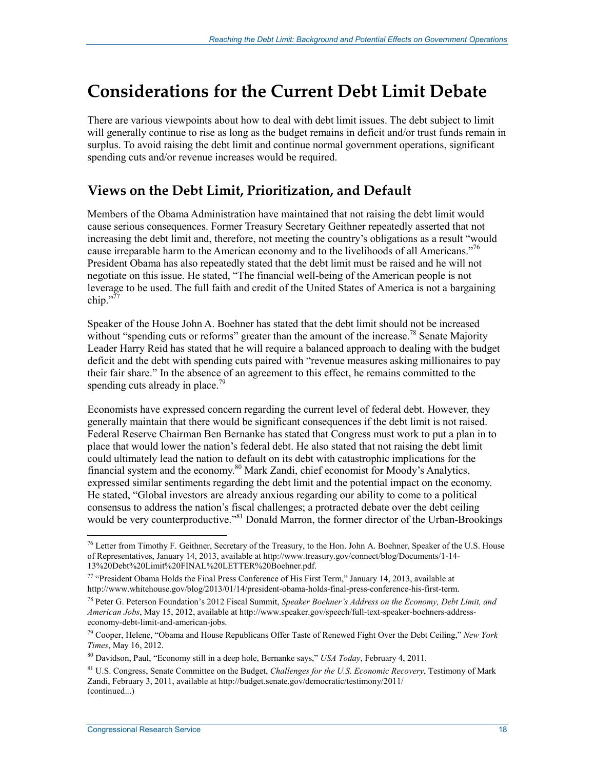# Considerations for the Current Debt Limit Debate

There are various viewpoints about how to deal with debt limit issues. The debt subject to limit will generally continue to rise as long as the budget remains in deficit and/or trust funds remain in surplus. To avoid raising the debt limit and continue normal government operations, significant spending cuts and/or revenue increases would be required.

## Views on the Debt Limit, Prioritization, and Default

Members of the Obama Administration have maintained that not raising the debt limit would cause serious consequences. Former Treasury Secretary Geithner repeatedly asserted that not increasing the debt limit and, therefore, not meeting the country's obligations as a result "would cause irreparable harm to the American economy and to the livelihoods of all Americans."[76] President Obama has also repeatedly stated that the debt limit must be raised and he will not negotiate on this issue. He stated, "The financial well-being of the American people is not leverage to be used. The full faith and credit of the United States of America is not a bargaining chip."[77]

Speaker of the House John A. Boehner has stated that the debt limit should not be increased without "spending cuts or reforms" greater than the amount of the increase.[78] Senate Majority Leader Harry Reid has stated that he will require a balanced approach to dealing with the budget deficit and the debt with spending cuts paired with "revenue measures asking millionaires to pay their fair share." In the absence of an agreement to this effect, he remains committed to the spending cuts already in place.[79]

Economists have expressed concern regarding the current level of federal debt. However, they generally maintain that there would be significant consequences if the debt limit is not raised. Federal Reserve Chairman Ben Bernanke has stated that Congress must work to put a plan in to place that would lower the nation's federal debt. He also stated that not raising the debt limit could ultimately lead the nation to default on its debt with catastrophic implications for the financial system and the economy.[80] Mark Zandi, chief economist for Moody's Analytics, expressed similar sentiments regarding the debt limit and the potential impact on the economy. He stated, "Global investors are already anxious regarding our ability to come to a political consensus to address the nation's fiscal challenges; a protracted debate over the debt ceiling would be very counterproductive."[81] Donald Marron, the former director of the Urban-Brookings

---

[76] Letter from Timothy F. Geithner, Secretary of the Treasury, to the Hon. John A. Boehner, Speaker of the U.S. House of Representatives, January 14, 2013, available at http://www.treasury.gov/connect/blog/Documents/1-14-13%20Debt%20Limit%20FINAL%20LETTER%20Boehner.pdf.

[77] "President Obama Holds the Final Press Conference of His First Term," January 14, 2013, available at http://www.whitehouse.gov/blog/2013/01/14/president-obama-holds-final-press-conference-his-first-term.

[78] Peter G. Peterson Foundation's 2012 Fiscal Summit, *Speaker Boehner's Address on the Economy, Debt Limit, and American Jobs*, May 15, 2012, available at http://www.speaker.gov/speech/full-text-speaker-boehners-address-economy-debt-limit-and-american-jobs.

[79] Cooper, Helene, "Obama and House Republicans Offer Taste of Renewed Fight Over the Debt Ceiling," *New York Times*, May 16, 2012.

[80] Davidson, Paul, "Economy still in a deep hole, Bernanke says," *USA Today*, February 4, 2011.

[81] U.S. Congress, Senate Committee on the Budget, *Challenges for the U.S. Economic Recovery*, Testimony of Mark Zandi, February 3, 2011, available at http://budget.senate.gov/democratic/testimony/2011/
(continued...)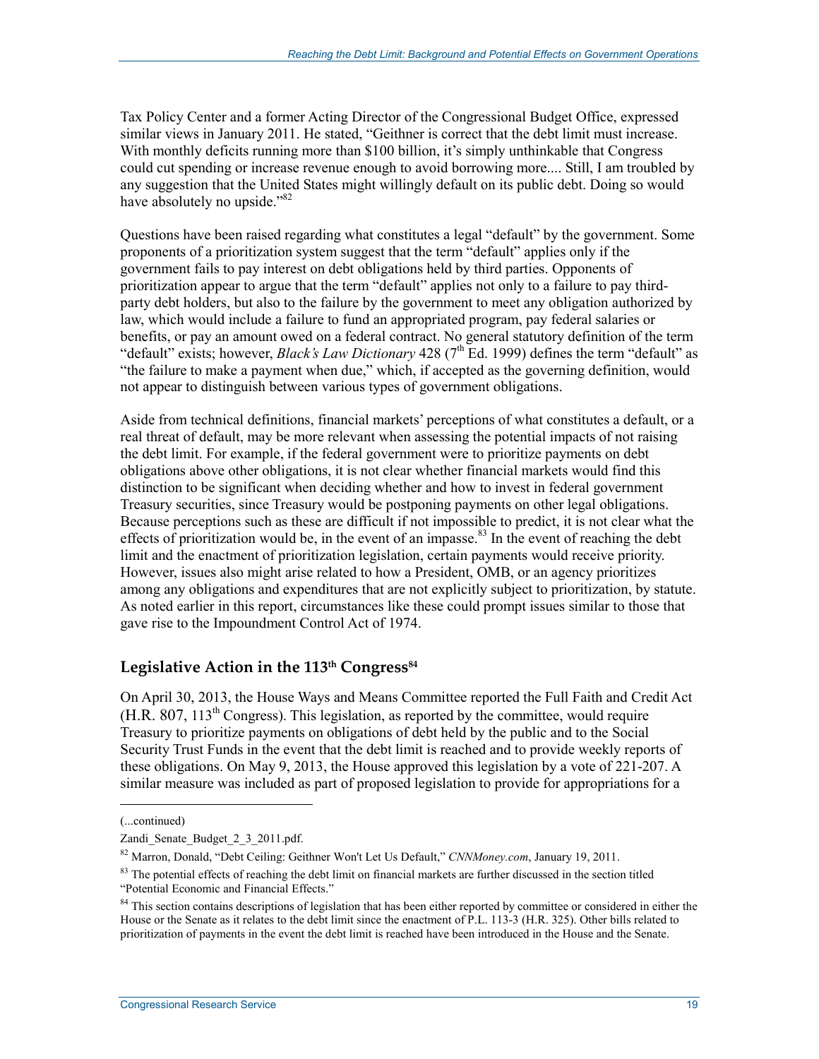Tax Policy Center and a former Acting Director of the Congressional Budget Office, expressed similar views in January 2011. He stated, "Geithner is correct that the debt limit must increase. With monthly deficits running more than $100 billion, it's simply unthinkable that Congress could cut spending or increase revenue enough to avoid borrowing more.... Still, I am troubled by any suggestion that the United States might willingly default on its public debt. Doing so would have absolutely no upside."[82]

Questions have been raised regarding what constitutes a legal "default" by the government. Some proponents of a prioritization system suggest that the term "default" applies only if the government fails to pay interest on debt obligations held by third parties. Opponents of prioritization appear to argue that the term "default" applies not only to a failure to pay third-party debt holders, but also to the failure by the government to meet any obligation authorized by law, which would include a failure to fund an appropriated program, pay federal salaries or benefits, or pay an amount owed on a federal contract. No general statutory definition of the term "default" exists; however, *Black's Law Dictionary* 428 (7th Ed. 1999) defines the term "default" as "the failure to make a payment when due," which, if accepted as the governing definition, would not appear to distinguish between various types of government obligations.

Aside from technical definitions, financial markets' perceptions of what constitutes a default, or a real threat of default, may be more relevant when assessing the potential impacts of not raising the debt limit. For example, if the federal government were to prioritize payments on debt obligations above other obligations, it is not clear whether financial markets would find this distinction to be significant when deciding whether and how to invest in federal government Treasury securities, since Treasury would be postponing payments on other legal obligations. Because perceptions such as these are difficult if not impossible to predict, it is not clear what the effects of prioritization would be, in the event of an impasse.[83] In the event of reaching the debt limit and the enactment of prioritization legislation, certain payments would receive priority. However, issues also might arise related to how a President, OMB, or an agency prioritizes among any obligations and expenditures that are not explicitly subject to prioritization, by statute. As noted earlier in this report, circumstances like these could prompt issues similar to those that gave rise to the Impoundment Control Act of 1974.

## Legislative Action in the 113th Congress[84]

On April 30, 2013, the House Ways and Means Committee reported the Full Faith and Credit Act (H.R. 807, 113th Congress). This legislation, as reported by the committee, would require Treasury to prioritize payments on obligations of debt held by the public and to the Social Security Trust Funds in the event that the debt limit is reached and to provide weekly reports of these obligations. On May 9, 2013, the House approved this legislation by a vote of 221-207. A similar measure was included as part of proposed legislation to provide for appropriations for a

---

(...continued)

Zandi_Senate_Budget_2_3_2011.pdf.

[82] Marron, Donald, "Debt Ceiling: Geithner Won't Let Us Default," *CNNMoney.com*, January 19, 2011.

[83] The potential effects of reaching the debt limit on financial markets are further discussed in the section titled "Potential Economic and Financial Effects."

[84] This section contains descriptions of legislation that has been either reported by committee or considered in either the House or the Senate as it relates to the debt limit since the enactment of P.L. 113-3 (H.R. 325). Other bills related to prioritization of payments in the event the debt limit is reached have been introduced in the House and the Senate.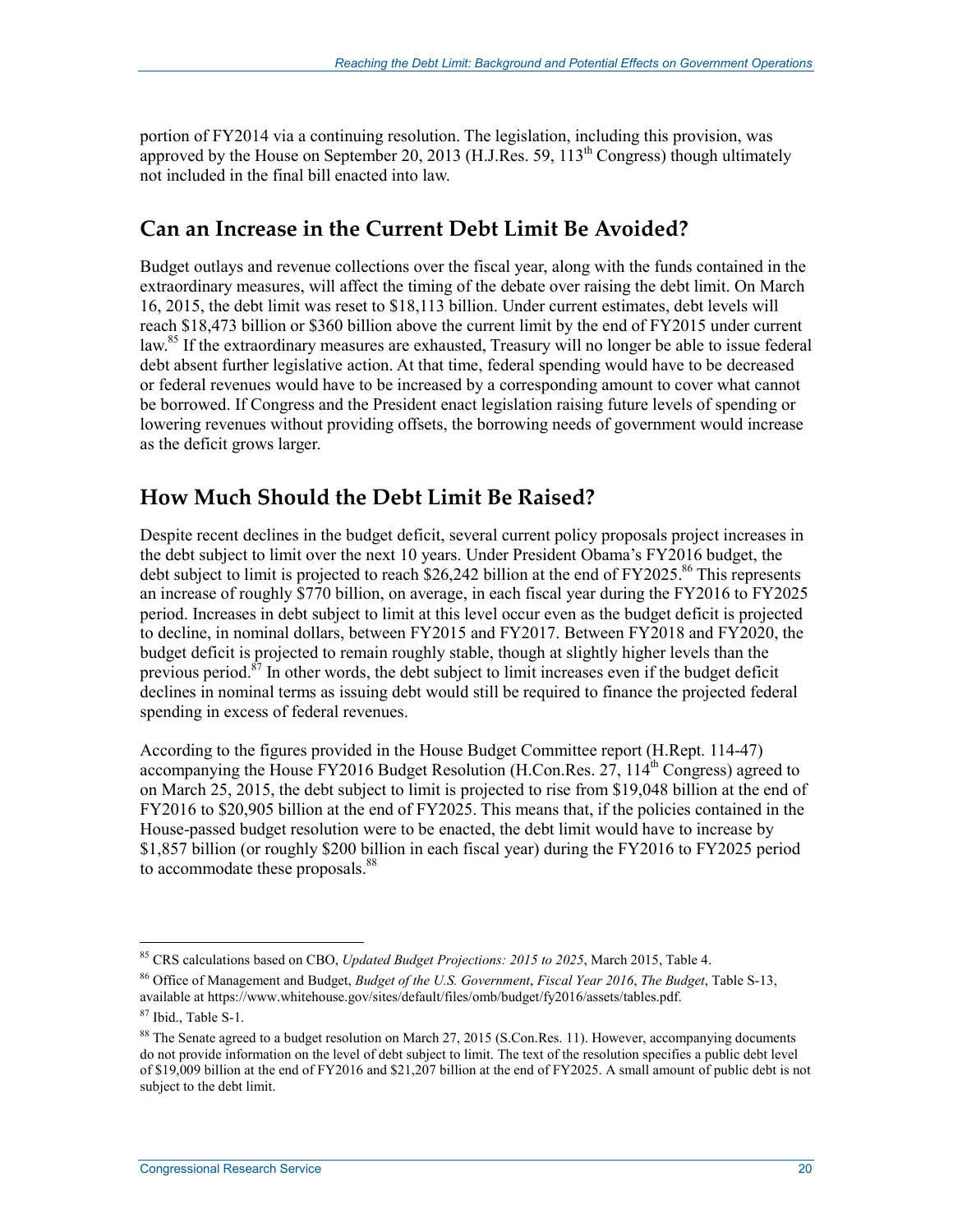portion of FY2014 via a continuing resolution. The legislation, including this provision, was approved by the House on September 20, 2013 (H.J.Res. 59, 113th Congress) though ultimately not included in the final bill enacted into law.

## Can an Increase in the Current Debt Limit Be Avoided?

Budget outlays and revenue collections over the fiscal year, along with the funds contained in the extraordinary measures, will affect the timing of the debate over raising the debt limit. On March 16, 2015, the debt limit was reset to $18,113 billion. Under current estimates, debt levels will reach $18,473 billion or $360 billion above the current limit by the end of FY2015 under current law.[85] If the extraordinary measures are exhausted, Treasury will no longer be able to issue federal debt absent further legislative action. At that time, federal spending would have to be decreased or federal revenues would have to be increased by a corresponding amount to cover what cannot be borrowed. If Congress and the President enact legislation raising future levels of spending or lowering revenues without providing offsets, the borrowing needs of government would increase as the deficit grows larger.

## How Much Should the Debt Limit Be Raised?

Despite recent declines in the budget deficit, several current policy proposals project increases in the debt subject to limit over the next 10 years. Under President Obama's FY2016 budget, the debt subject to limit is projected to reach $26,242 billion at the end of FY2025.[86] This represents an increase of roughly $770 billion, on average, in each fiscal year during the FY2016 to FY2025 period. Increases in debt subject to limit at this level occur even as the budget deficit is projected to decline, in nominal dollars, between FY2015 and FY2017. Between FY2018 and FY2020, the budget deficit is projected to remain roughly stable, though at slightly higher levels than the previous period.[87] In other words, the debt subject to limit increases even if the budget deficit declines in nominal terms as issuing debt would still be required to finance the projected federal spending in excess of federal revenues.

According to the figures provided in the House Budget Committee report (H.Rept. 114-47) accompanying the House FY2016 Budget Resolution (H.Con.Res. 27, 114th Congress) agreed to on March 25, 2015, the debt subject to limit is projected to rise from $19,048 billion at the end of FY2016 to $20,905 billion at the end of FY2025. This means that, if the policies contained in the House-passed budget resolution were to be enacted, the debt limit would have to increase by $1,857 billion (or roughly $200 billion in each fiscal year) during the FY2016 to FY2025 period to accommodate these proposals.[88]

---

[85] CRS calculations based on CBO, *Updated Budget Projections: 2015 to 2025*, March 2015, Table 4.

[86] Office of Management and Budget, *Budget of the U.S. Government*, *Fiscal Year 2016*, *The Budget*, Table S-13, available at https://www.whitehouse.gov/sites/default/files/omb/budget/fy2016/assets/tables.pdf.

[87] Ibid., Table S-1.

[88] The Senate agreed to a budget resolution on March 27, 2015 (S.Con.Res. 11). However, accompanying documents do not provide information on the level of debt subject to limit. The text of the resolution specifies a public debt level of $19,009 billion at the end of FY2016 and $21,207 billion at the end of FY2025. A small amount of public debt is not subject to the debt limit.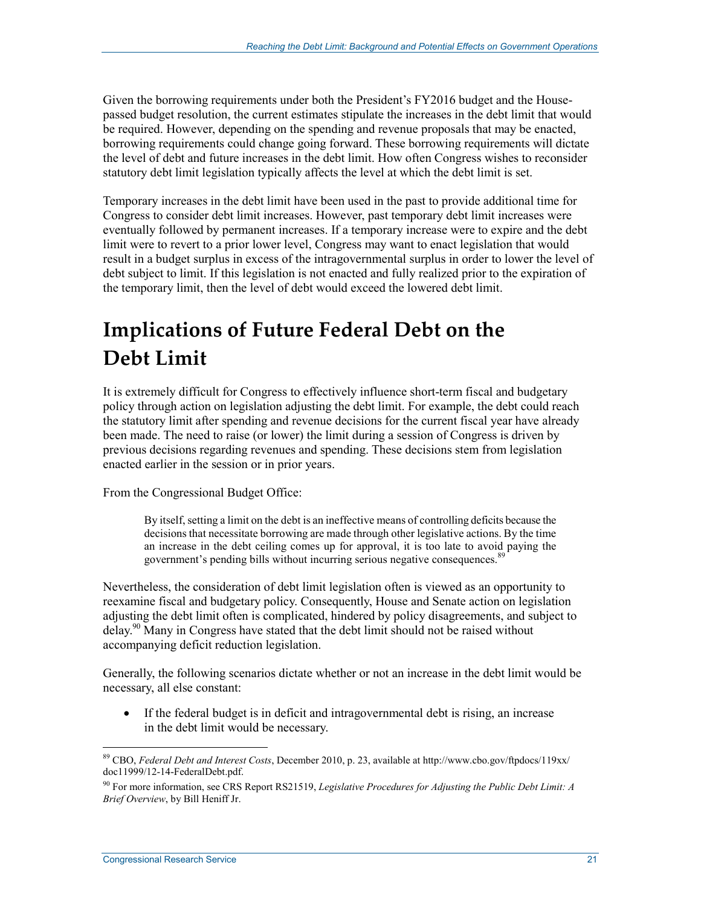Given the borrowing requirements under both the President's FY2016 budget and the House-passed budget resolution, the current estimates stipulate the increases in the debt limit that would be required. However, depending on the spending and revenue proposals that may be enacted, borrowing requirements could change going forward. These borrowing requirements will dictate the level of debt and future increases in the debt limit. How often Congress wishes to reconsider statutory debt limit legislation typically affects the level at which the debt limit is set.

Temporary increases in the debt limit have been used in the past to provide additional time for Congress to consider debt limit increases. However, past temporary debt limit increases were eventually followed by permanent increases. If a temporary increase were to expire and the debt limit were to revert to a prior lower level, Congress may want to enact legislation that would result in a budget surplus in excess of the intragovernmental surplus in order to lower the level of debt subject to limit. If this legislation is not enacted and fully realized prior to the expiration of the temporary limit, then the level of debt would exceed the lowered debt limit.

# Implications of Future Federal Debt on the Debt Limit

It is extremely difficult for Congress to effectively influence short-term fiscal and budgetary policy through action on legislation adjusting the debt limit. For example, the debt could reach the statutory limit after spending and revenue decisions for the current fiscal year have already been made. The need to raise (or lower) the limit during a session of Congress is driven by previous decisions regarding revenues and spending. These decisions stem from legislation enacted earlier in the session or in prior years.

From the Congressional Budget Office:

> By itself, setting a limit on the debt is an ineffective means of controlling deficits because the decisions that necessitate borrowing are made through other legislative actions. By the time an increase in the debt ceiling comes up for approval, it is too late to avoid paying the government's pending bills without incurring serious negative consequences.[89]

Nevertheless, the consideration of debt limit legislation often is viewed as an opportunity to reexamine fiscal and budgetary policy. Consequently, House and Senate action on legislation adjusting the debt limit often is complicated, hindered by policy disagreements, and subject to delay.[90] Many in Congress have stated that the debt limit should not be raised without accompanying deficit reduction legislation.

Generally, the following scenarios dictate whether or not an increase in the debt limit would be necessary, all else constant:

- If the federal budget is in deficit and intragovernmental debt is rising, an increase in the debt limit would be necessary.

---

[89] CBO, *Federal Debt and Interest Costs*, December 2010, p. 23, available at http://www.cbo.gov/ftpdocs/119xx/doc11999/12-14-FederalDebt.pdf.

[90] For more information, see CRS Report RS21519, *Legislative Procedures for Adjusting the Public Debt Limit: A Brief Overview*, by Bill Heniff Jr.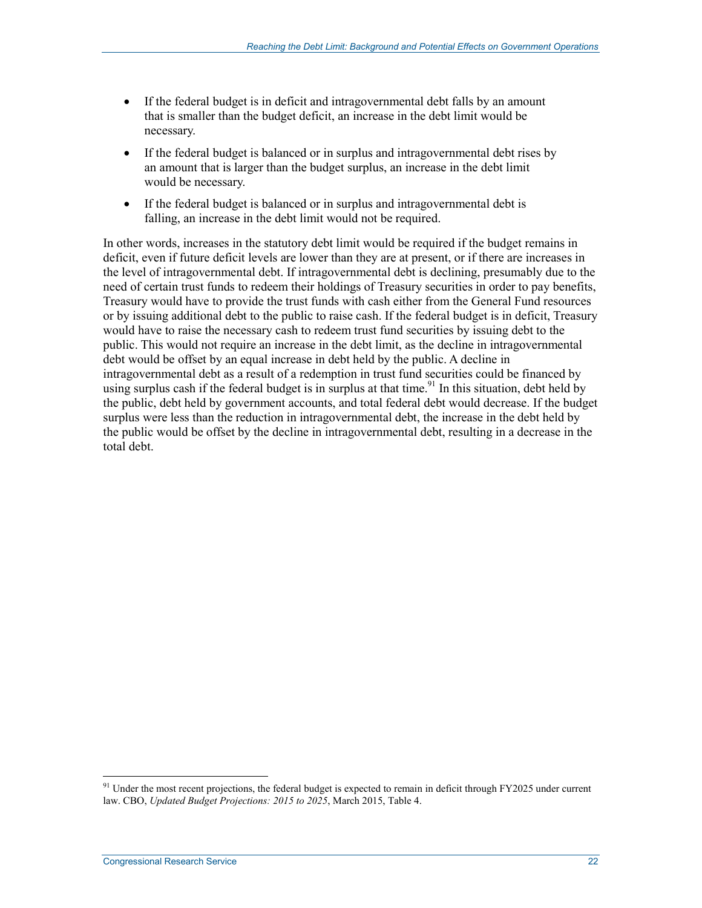- If the federal budget is in deficit and intragovernmental debt falls by an amount that is smaller than the budget deficit, an increase in the debt limit would be necessary.
- If the federal budget is balanced or in surplus and intragovernmental debt rises by an amount that is larger than the budget surplus, an increase in the debt limit would be necessary.
- If the federal budget is balanced or in surplus and intragovernmental debt is falling, an increase in the debt limit would not be required.

In other words, increases in the statutory debt limit would be required if the budget remains in deficit, even if future deficit levels are lower than they are at present, or if there are increases in the level of intragovernmental debt. If intragovernmental debt is declining, presumably due to the need of certain trust funds to redeem their holdings of Treasury securities in order to pay benefits, Treasury would have to provide the trust funds with cash either from the General Fund resources or by issuing additional debt to the public to raise cash. If the federal budget is in deficit, Treasury would have to raise the necessary cash to redeem trust fund securities by issuing debt to the public. This would not require an increase in the debt limit, as the decline in intragovernmental debt would be offset by an equal increase in debt held by the public. A decline in intragovernmental debt as a result of a redemption in trust fund securities could be financed by using surplus cash if the federal budget is in surplus at that time.[91] In this situation, debt held by the public, debt held by government accounts, and total federal debt would decrease. If the budget surplus were less than the reduction in intragovernmental debt, the increase in the debt held by the public would be offset by the decline in intragovernmental debt, resulting in a decrease in the total debt.

[91] Under the most recent projections, the federal budget is expected to remain in deficit through FY2025 under current law. CBO, *Updated Budget Projections: 2015 to 2025*, March 2015, Table 4.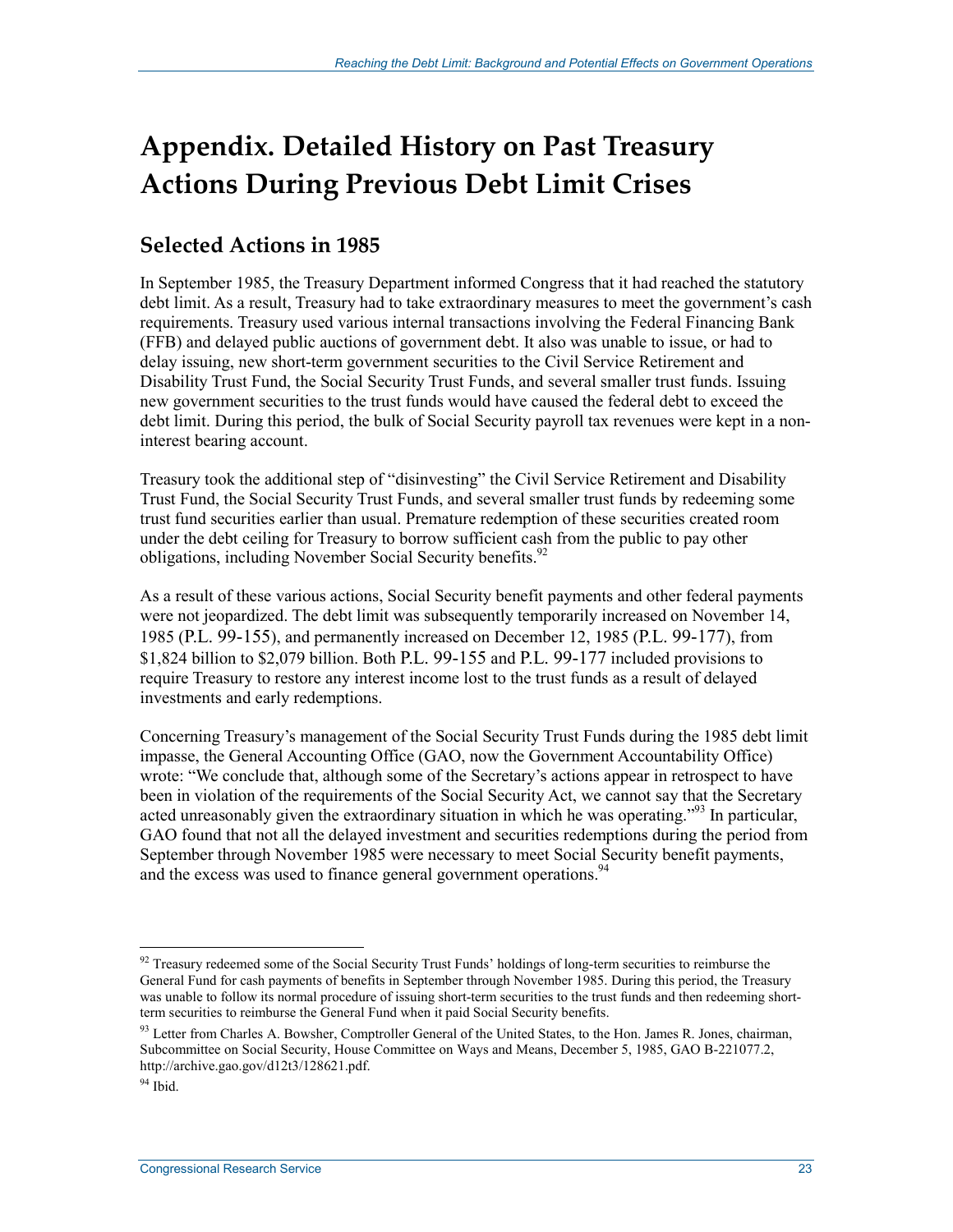# Appendix. Detailed History on Past Treasury Actions During Previous Debt Limit Crises

## Selected Actions in 1985

In September 1985, the Treasury Department informed Congress that it had reached the statutory debt limit. As a result, Treasury had to take extraordinary measures to meet the government's cash requirements. Treasury used various internal transactions involving the Federal Financing Bank (FFB) and delayed public auctions of government debt. It also was unable to issue, or had to delay issuing, new short-term government securities to the Civil Service Retirement and Disability Trust Fund, the Social Security Trust Funds, and several smaller trust funds. Issuing new government securities to the trust funds would have caused the federal debt to exceed the debt limit. During this period, the bulk of Social Security payroll tax revenues were kept in a non-interest bearing account.

Treasury took the additional step of "disinvesting" the Civil Service Retirement and Disability Trust Fund, the Social Security Trust Funds, and several smaller trust funds by redeeming some trust fund securities earlier than usual. Premature redemption of these securities created room under the debt ceiling for Treasury to borrow sufficient cash from the public to pay other obligations, including November Social Security benefits.[92]

As a result of these various actions, Social Security benefit payments and other federal payments were not jeopardized. The debt limit was subsequently temporarily increased on November 14, 1985 (P.L. 99-155), and permanently increased on December 12, 1985 (P.L. 99-177), from \$1,824 billion to \$2,079 billion. Both P.L. 99-155 and P.L. 99-177 included provisions to require Treasury to restore any interest income lost to the trust funds as a result of delayed investments and early redemptions.

Concerning Treasury's management of the Social Security Trust Funds during the 1985 debt limit impasse, the General Accounting Office (GAO, now the Government Accountability Office) wrote: "We conclude that, although some of the Secretary's actions appear in retrospect to have been in violation of the requirements of the Social Security Act, we cannot say that the Secretary acted unreasonably given the extraordinary situation in which he was operating."[93] In particular, GAO found that not all the delayed investment and securities redemptions during the period from September through November 1985 were necessary to meet Social Security benefit payments, and the excess was used to finance general government operations.[94]

---

[92] Treasury redeemed some of the Social Security Trust Funds' holdings of long-term securities to reimburse the General Fund for cash payments of benefits in September through November 1985. During this period, the Treasury was unable to follow its normal procedure of issuing short-term securities to the trust funds and then redeeming short-term securities to reimburse the General Fund when it paid Social Security benefits.

[93] Letter from Charles A. Bowsher, Comptroller General of the United States, to the Hon. James R. Jones, chairman, Subcommittee on Social Security, House Committee on Ways and Means, December 5, 1985, GAO B-221077.2, http://archive.gao.gov/d12t3/128621.pdf.

[94] Ibid.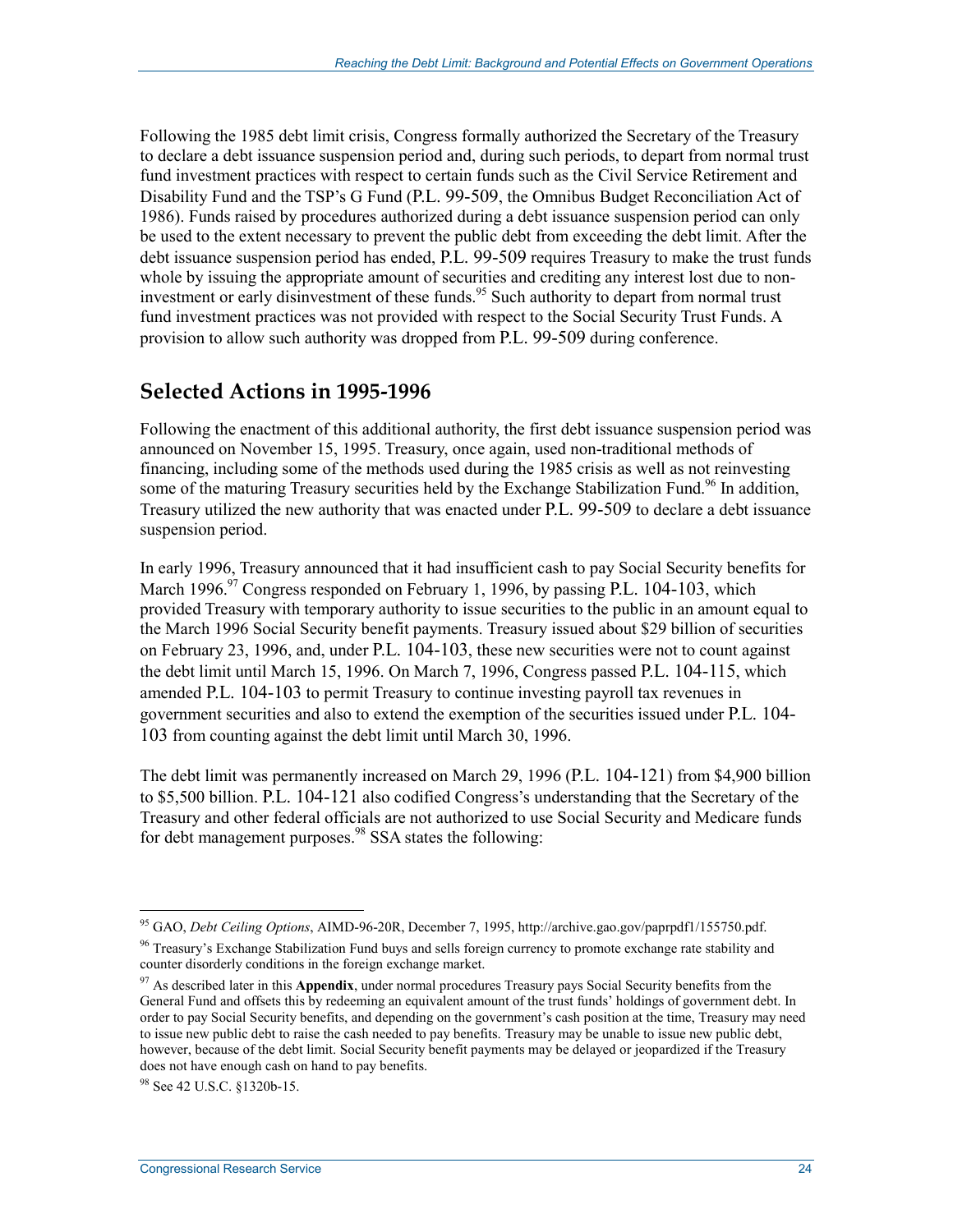Following the 1985 debt limit crisis, Congress formally authorized the Secretary of the Treasury to declare a debt issuance suspension period and, during such periods, to depart from normal trust fund investment practices with respect to certain funds such as the Civil Service Retirement and Disability Fund and the TSP's G Fund (P.L. 99-509, the Omnibus Budget Reconciliation Act of 1986). Funds raised by procedures authorized during a debt issuance suspension period can only be used to the extent necessary to prevent the public debt from exceeding the debt limit. After the debt issuance suspension period has ended, P.L. 99-509 requires Treasury to make the trust funds whole by issuing the appropriate amount of securities and crediting any interest lost due to non-investment or early disinvestment of these funds.[95] Such authority to depart from normal trust fund investment practices was not provided with respect to the Social Security Trust Funds. A provision to allow such authority was dropped from P.L. 99-509 during conference.

## Selected Actions in 1995-1996

Following the enactment of this additional authority, the first debt issuance suspension period was announced on November 15, 1995. Treasury, once again, used non-traditional methods of financing, including some of the methods used during the 1985 crisis as well as not reinvesting some of the maturing Treasury securities held by the Exchange Stabilization Fund.[96] In addition, Treasury utilized the new authority that was enacted under P.L. 99-509 to declare a debt issuance suspension period.

In early 1996, Treasury announced that it had insufficient cash to pay Social Security benefits for March 1996.[97] Congress responded on February 1, 1996, by passing P.L. 104-103, which provided Treasury with temporary authority to issue securities to the public in an amount equal to the March 1996 Social Security benefit payments. Treasury issued about $29 billion of securities on February 23, 1996, and, under P.L. 104-103, these new securities were not to count against the debt limit until March 15, 1996. On March 7, 1996, Congress passed P.L. 104-115, which amended P.L. 104-103 to permit Treasury to continue investing payroll tax revenues in government securities and also to extend the exemption of the securities issued under P.L. 104-103 from counting against the debt limit until March 30, 1996.

The debt limit was permanently increased on March 29, 1996 (P.L. 104-121) from $4,900 billion to $5,500 billion. P.L. 104-121 also codified Congress's understanding that the Secretary of the Treasury and other federal officials are not authorized to use Social Security and Medicare funds for debt management purposes.[98] SSA states the following:

---

[95] GAO, *Debt Ceiling Options*, AIMD-96-20R, December 7, 1995, http://archive.gao.gov/paprpdf1/155750.pdf.

[96] Treasury's Exchange Stabilization Fund buys and sells foreign currency to promote exchange rate stability and counter disorderly conditions in the foreign exchange market.

[97] As described later in this **Appendix**, under normal procedures Treasury pays Social Security benefits from the General Fund and offsets this by redeeming an equivalent amount of the trust funds' holdings of government debt. In order to pay Social Security benefits, and depending on the government's cash position at the time, Treasury may need to issue new public debt to raise the cash needed to pay benefits. Treasury may be unable to issue new public debt, however, because of the debt limit. Social Security benefit payments may be delayed or jeopardized if the Treasury does not have enough cash on hand to pay benefits.

[98] See 42 U.S.C. §1320b-15.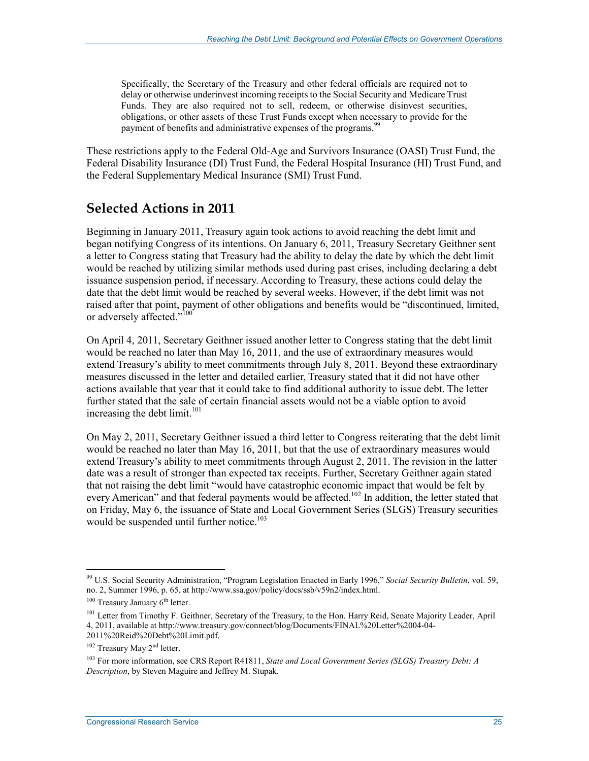> Specifically, the Secretary of the Treasury and other federal officials are required not to delay or otherwise underinvest incoming receipts to the Social Security and Medicare Trust Funds. They are also required not to sell, redeem, or otherwise disinvest securities, obligations, or other assets of these Trust Funds except when necessary to provide for the payment of benefits and administrative expenses of the programs.[99]

These restrictions apply to the Federal Old-Age and Survivors Insurance (OASI) Trust Fund, the Federal Disability Insurance (DI) Trust Fund, the Federal Hospital Insurance (HI) Trust Fund, and the Federal Supplementary Medical Insurance (SMI) Trust Fund.

## Selected Actions in 2011

Beginning in January 2011, Treasury again took actions to avoid reaching the debt limit and began notifying Congress of its intentions. On January 6, 2011, Treasury Secretary Geithner sent a letter to Congress stating that Treasury had the ability to delay the date by which the debt limit would be reached by utilizing similar methods used during past crises, including declaring a debt issuance suspension period, if necessary. According to Treasury, these actions could delay the date that the debt limit would be reached by several weeks. However, if the debt limit was not raised after that point, payment of other obligations and benefits would be "discontinued, limited, or adversely affected."[100]

On April 4, 2011, Secretary Geithner issued another letter to Congress stating that the debt limit would be reached no later than May 16, 2011, and the use of extraordinary measures would extend Treasury's ability to meet commitments through July 8, 2011. Beyond these extraordinary measures discussed in the letter and detailed earlier, Treasury stated that it did not have other actions available that year that it could take to find additional authority to issue debt. The letter further stated that the sale of certain financial assets would not be a viable option to avoid increasing the debt limit.[101]

On May 2, 2011, Secretary Geithner issued a third letter to Congress reiterating that the debt limit would be reached no later than May 16, 2011, but that the use of extraordinary measures would extend Treasury's ability to meet commitments through August 2, 2011. The revision in the latter date was a result of stronger than expected tax receipts. Further, Secretary Geithner again stated that not raising the debt limit "would have catastrophic economic impact that would be felt by every American" and that federal payments would be affected.[102] In addition, the letter stated that on Friday, May 6, the issuance of State and Local Government Series (SLGS) Treasury securities would be suspended until further notice.[103]

---

[99] U.S. Social Security Administration, "Program Legislation Enacted in Early 1996," *Social Security Bulletin*, vol. 59, no. 2, Summer 1996, p. 65, at http://www.ssa.gov/policy/docs/ssb/v59n2/index.html.

[100] Treasury January 6th letter.

[101] Letter from Timothy F. Geithner, Secretary of the Treasury, to the Hon. Harry Reid, Senate Majority Leader, April 4, 2011, available at http://www.treasury.gov/connect/blog/Documents/FINAL%20Letter%2004-04-2011%20Reid%20Debt%20Limit.pdf.

[102] Treasury May 2nd letter.

[103] For more information, see CRS Report R41811, *State and Local Government Series (SLGS) Treasury Debt: A Description*, by Steven Maguire and Jeffrey M. Stupak.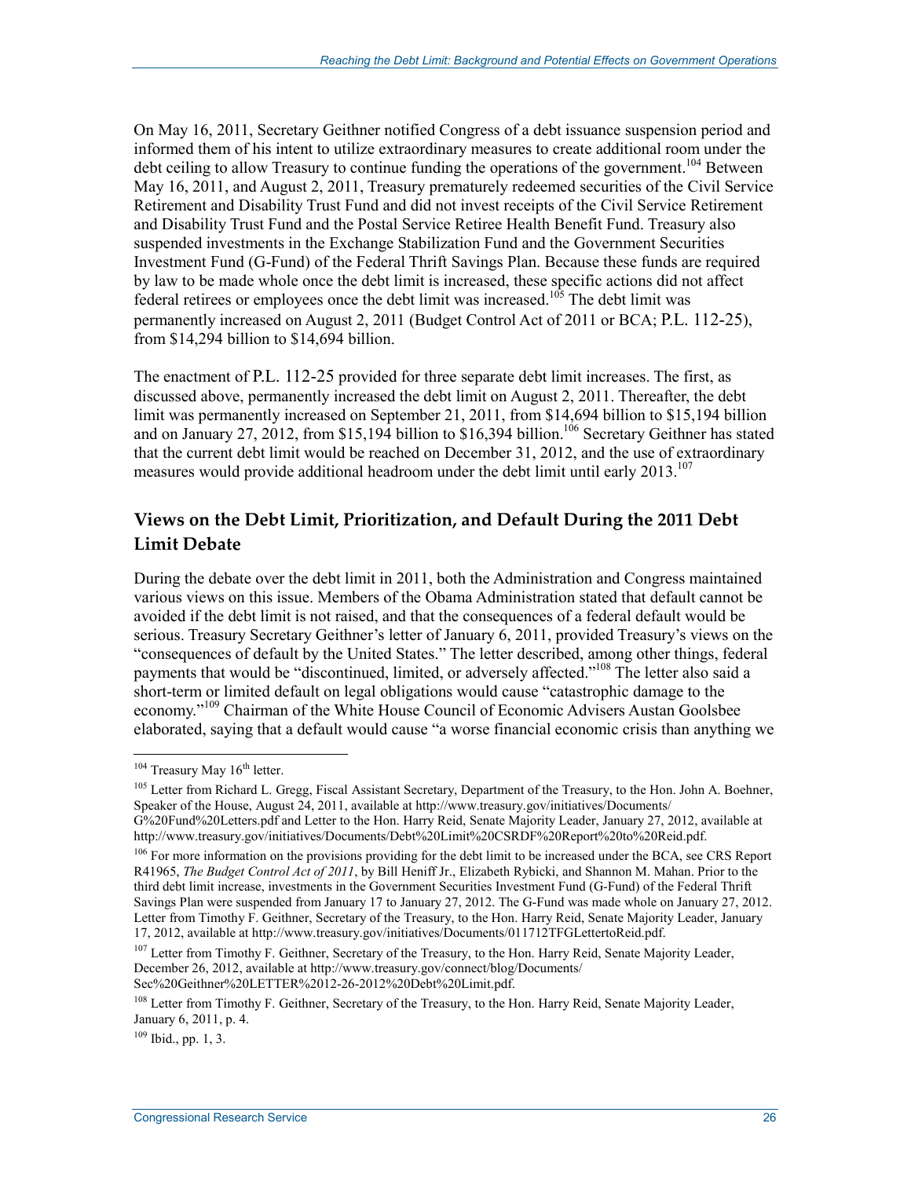On May 16, 2011, Secretary Geithner notified Congress of a debt issuance suspension period and informed them of his intent to utilize extraordinary measures to create additional room under the debt ceiling to allow Treasury to continue funding the operations of the government.[104] Between May 16, 2011, and August 2, 2011, Treasury prematurely redeemed securities of the Civil Service Retirement and Disability Trust Fund and did not invest receipts of the Civil Service Retirement and Disability Trust Fund and the Postal Service Retiree Health Benefit Fund. Treasury also suspended investments in the Exchange Stabilization Fund and the Government Securities Investment Fund (G-Fund) of the Federal Thrift Savings Plan. Because these funds are required by law to be made whole once the debt limit is increased, these specific actions did not affect federal retirees or employees once the debt limit was increased.[105] The debt limit was permanently increased on August 2, 2011 (Budget Control Act of 2011 or BCA; P.L. 112-25), from $14,294 billion to $14,694 billion.

The enactment of P.L. 112-25 provided for three separate debt limit increases. The first, as discussed above, permanently increased the debt limit on August 2, 2011. Thereafter, the debt limit was permanently increased on September 21, 2011, from $14,694 billion to $15,194 billion and on January 27, 2012, from $15,194 billion to $16,394 billion.[106] Secretary Geithner has stated that the current debt limit would be reached on December 31, 2012, and the use of extraordinary measures would provide additional headroom under the debt limit until early 2013.[107]

## Views on the Debt Limit, Prioritization, and Default During the 2011 Debt Limit Debate

During the debate over the debt limit in 2011, both the Administration and Congress maintained various views on this issue. Members of the Obama Administration stated that default cannot be avoided if the debt limit is not raised, and that the consequences of a federal default would be serious. Treasury Secretary Geithner's letter of January 6, 2011, provided Treasury's views on the "consequences of default by the United States." The letter described, among other things, federal payments that would be "discontinued, limited, or adversely affected."[108] The letter also said a short-term or limited default on legal obligations would cause "catastrophic damage to the economy."[109] Chairman of the White House Council of Economic Advisers Austan Goolsbee elaborated, saying that a default would cause "a worse financial economic crisis than anything we

---

[104] Treasury May 16th letter.

[105] Letter from Richard L. Gregg, Fiscal Assistant Secretary, Department of the Treasury, to the Hon. John A. Boehner, Speaker of the House, August 24, 2011, available at http://www.treasury.gov/initiatives/Documents/G%20Fund%20Letters.pdf and Letter to the Hon. Harry Reid, Senate Majority Leader, January 27, 2012, available at http://www.treasury.gov/initiatives/Documents/Debt%20Limit%20CSRDF%20Report%20to%20Reid.pdf.

[106] For more information on the provisions providing for the debt limit to be increased under the BCA, see CRS Report R41965, *The Budget Control Act of 2011*, by Bill Heniff Jr., Elizabeth Rybicki, and Shannon M. Mahan. Prior to the third debt limit increase, investments in the Government Securities Investment Fund (G-Fund) of the Federal Thrift Savings Plan were suspended from January 17 to January 27, 2012. The G-Fund was made whole on January 27, 2012. Letter from Timothy F. Geithner, Secretary of the Treasury, to the Hon. Harry Reid, Senate Majority Leader, January 17, 2012, available at http://www.treasury.gov/initiatives/Documents/011712TFGLettertoReid.pdf.

[107] Letter from Timothy F. Geithner, Secretary of the Treasury, to the Hon. Harry Reid, Senate Majority Leader, December 26, 2012, available at http://www.treasury.gov/connect/blog/Documents/Sec%20Geithner%20LETTER%2012-26-2012%20Debt%20Limit.pdf.

[108] Letter from Timothy F. Geithner, Secretary of the Treasury, to the Hon. Harry Reid, Senate Majority Leader, January 6, 2011, p. 4.

[109] Ibid., pp. 1, 3.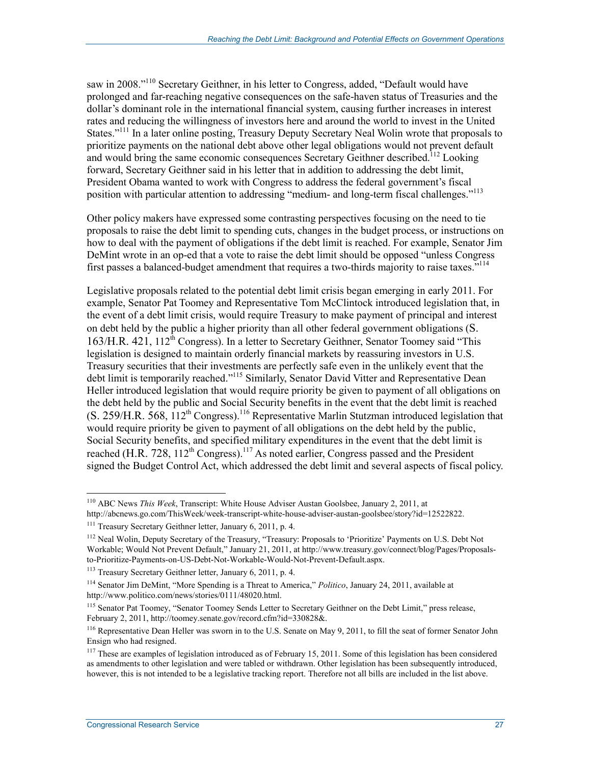saw in 2008."[110] Secretary Geithner, in his letter to Congress, added, "Default would have prolonged and far-reaching negative consequences on the safe-haven status of Treasuries and the dollar's dominant role in the international financial system, causing further increases in interest rates and reducing the willingness of investors here and around the world to invest in the United States."[111] In a later online posting, Treasury Deputy Secretary Neal Wolin wrote that proposals to prioritize payments on the national debt above other legal obligations would not prevent default and would bring the same economic consequences Secretary Geithner described.[112] Looking forward, Secretary Geithner said in his letter that in addition to addressing the debt limit, President Obama wanted to work with Congress to address the federal government's fiscal position with particular attention to addressing "medium- and long-term fiscal challenges."[113]

Other policy makers have expressed some contrasting perspectives focusing on the need to tie proposals to raise the debt limit to spending cuts, changes in the budget process, or instructions on how to deal with the payment of obligations if the debt limit is reached. For example, Senator Jim DeMint wrote in an op-ed that a vote to raise the debt limit should be opposed "unless Congress first passes a balanced-budget amendment that requires a two-thirds majority to raise taxes."[114]

Legislative proposals related to the potential debt limit crisis began emerging in early 2011. For example, Senator Pat Toomey and Representative Tom McClintock introduced legislation that, in the event of a debt limit crisis, would require Treasury to make payment of principal and interest on debt held by the public a higher priority than all other federal government obligations (S. 163/H.R. 421, 112th Congress). In a letter to Secretary Geithner, Senator Toomey said "This legislation is designed to maintain orderly financial markets by reassuring investors in U.S. Treasury securities that their investments are perfectly safe even in the unlikely event that the debt limit is temporarily reached."[115] Similarly, Senator David Vitter and Representative Dean Heller introduced legislation that would require priority be given to payment of all obligations on the debt held by the public and Social Security benefits in the event that the debt limit is reached (S. 259/H.R. 568, 112th Congress).[116] Representative Marlin Stutzman introduced legislation that would require priority be given to payment of all obligations on the debt held by the public, Social Security benefits, and specified military expenditures in the event that the debt limit is reached (H.R. 728, 112th Congress).[117] As noted earlier, Congress passed and the President signed the Budget Control Act, which addressed the debt limit and several aspects of fiscal policy.

---

[110] ABC News *This Week*, Transcript: White House Adviser Austan Goolsbee, January 2, 2011, at http://abcnews.go.com/ThisWeek/week-transcript-white-house-adviser-austan-goolsbee/story?id=12522822.

[111] Treasury Secretary Geithner letter, January 6, 2011, p. 4.

[112] Neal Wolin, Deputy Secretary of the Treasury, "Treasury: Proposals to 'Prioritize' Payments on U.S. Debt Not Workable; Would Not Prevent Default," January 21, 2011, at http://www.treasury.gov/connect/blog/Pages/Proposals-to-Prioritize-Payments-on-US-Debt-Not-Workable-Would-Not-Prevent-Default.aspx.

[113] Treasury Secretary Geithner letter, January 6, 2011, p. 4.

[114] Senator Jim DeMint, "More Spending is a Threat to America," *Politico*, January 24, 2011, available at http://www.politico.com/news/stories/0111/48020.html.

[115] Senator Pat Toomey, "Senator Toomey Sends Letter to Secretary Geithner on the Debt Limit," press release, February 2, 2011, http://toomey.senate.gov/record.cfm?id=330828&.

[116] Representative Dean Heller was sworn in to the U.S. Senate on May 9, 2011, to fill the seat of former Senator John Ensign who had resigned.

[117] These are examples of legislation introduced as of February 15, 2011. Some of this legislation has been considered as amendments to other legislation and were tabled or withdrawn. Other legislation has been subsequently introduced, however, this is not intended to be a legislative tracking report. Therefore not all bills are included in the list above.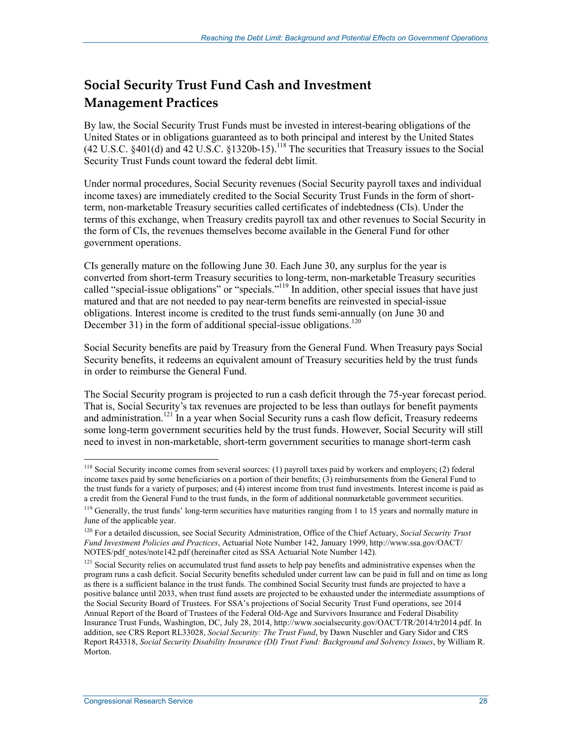## Social Security Trust Fund Cash and Investment Management Practices

By law, the Social Security Trust Funds must be invested in interest-bearing obligations of the United States or in obligations guaranteed as to both principal and interest by the United States (42 U.S.C. §401(d) and 42 U.S.C. §1320b-15).[118] The securities that Treasury issues to the Social Security Trust Funds count toward the federal debt limit.

Under normal procedures, Social Security revenues (Social Security payroll taxes and individual income taxes) are immediately credited to the Social Security Trust Funds in the form of short-term, non-marketable Treasury securities called certificates of indebtedness (CIs). Under the terms of this exchange, when Treasury credits payroll tax and other revenues to Social Security in the form of CIs, the revenues themselves become available in the General Fund for other government operations.

CIs generally mature on the following June 30. Each June 30, any surplus for the year is converted from short-term Treasury securities to long-term, non-marketable Treasury securities called "special-issue obligations" or "specials."[119] In addition, other special issues that have just matured and that are not needed to pay near-term benefits are reinvested in special-issue obligations. Interest income is credited to the trust funds semi-annually (on June 30 and December 31) in the form of additional special-issue obligations.[120]

Social Security benefits are paid by Treasury from the General Fund. When Treasury pays Social Security benefits, it redeems an equivalent amount of Treasury securities held by the trust funds in order to reimburse the General Fund.

The Social Security program is projected to run a cash deficit through the 75-year forecast period. That is, Social Security's tax revenues are projected to be less than outlays for benefit payments and administration.[121] In a year when Social Security runs a cash flow deficit, Treasury redeems some long-term government securities held by the trust funds. However, Social Security will still need to invest in non-marketable, short-term government securities to manage short-term cash

---

[118] Social Security income comes from several sources: (1) payroll taxes paid by workers and employers; (2) federal income taxes paid by some beneficiaries on a portion of their benefits; (3) reimbursements from the General Fund to the trust funds for a variety of purposes; and (4) interest income from trust fund investments. Interest income is paid as a credit from the General Fund to the trust funds, in the form of additional nonmarketable government securities.

[119] Generally, the trust funds' long-term securities have maturities ranging from 1 to 15 years and normally mature in June of the applicable year.

[120] For a detailed discussion, see Social Security Administration, Office of the Chief Actuary, *Social Security Trust Fund Investment Policies and Practices*, Actuarial Note Number 142, January 1999, http://www.ssa.gov/OACT/NOTES/pdf_notes/note142.pdf (hereinafter cited as SSA Actuarial Note Number 142).

[121] Social Security relies on accumulated trust fund assets to help pay benefits and administrative expenses when the program runs a cash deficit. Social Security benefits scheduled under current law can be paid in full and on time as long as there is a sufficient balance in the trust funds. The combined Social Security trust funds are projected to have a positive balance until 2033, when trust fund assets are projected to be exhausted under the intermediate assumptions of the Social Security Board of Trustees. For SSA's projections of Social Security Trust Fund operations, see 2014 Annual Report of the Board of Trustees of the Federal Old-Age and Survivors Insurance and Federal Disability Insurance Trust Funds, Washington, DC, July 28, 2014, http://www.socialsecurity.gov/OACT/TR/2014/tr2014.pdf. In addition, see CRS Report RL33028, *Social Security: The Trust Fund*, by Dawn Nuschler and Gary Sidor and CRS Report R43318, *Social Security Disability Insurance (DI) Trust Fund: Background and Solvency Issues*, by William R. Morton.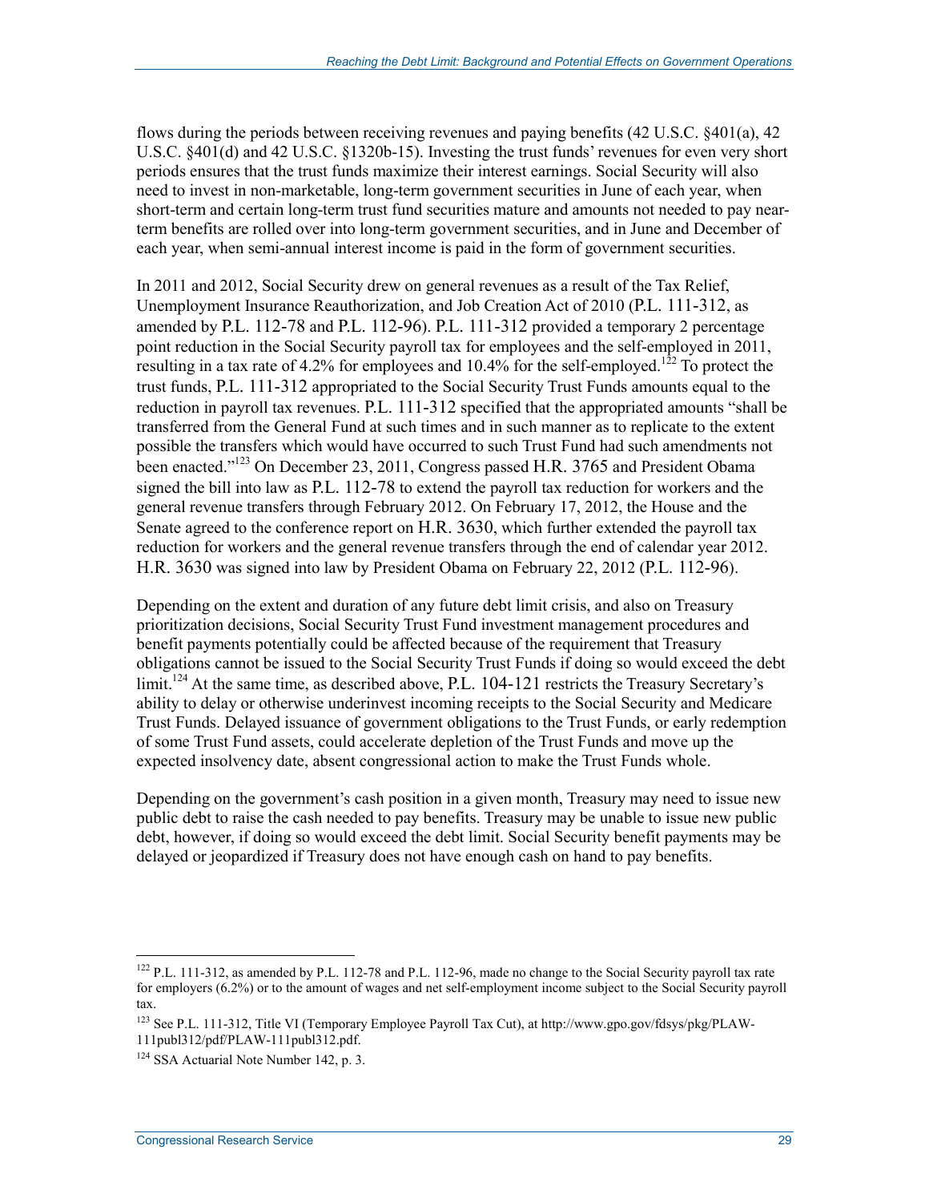flows during the periods between receiving revenues and paying benefits (42 U.S.C. §401(a), 42 U.S.C. §401(d) and 42 U.S.C. §1320b-15). Investing the trust funds' revenues for even very short periods ensures that the trust funds maximize their interest earnings. Social Security will also need to invest in non-marketable, long-term government securities in June of each year, when short-term and certain long-term trust fund securities mature and amounts not needed to pay near-term benefits are rolled over into long-term government securities, and in June and December of each year, when semi-annual interest income is paid in the form of government securities.

In 2011 and 2012, Social Security drew on general revenues as a result of the Tax Relief, Unemployment Insurance Reauthorization, and Job Creation Act of 2010 (P.L. 111-312, as amended by P.L. 112-78 and P.L. 112-96). P.L. 111-312 provided a temporary 2 percentage point reduction in the Social Security payroll tax for employees and the self-employed in 2011, resulting in a tax rate of 4.2% for employees and 10.4% for the self-employed.[122] To protect the trust funds, P.L. 111-312 appropriated to the Social Security Trust Funds amounts equal to the reduction in payroll tax revenues. P.L. 111-312 specified that the appropriated amounts "shall be transferred from the General Fund at such times and in such manner as to replicate to the extent possible the transfers which would have occurred to such Trust Fund had such amendments not been enacted."[123] On December 23, 2011, Congress passed H.R. 3765 and President Obama signed the bill into law as P.L. 112-78 to extend the payroll tax reduction for workers and the general revenue transfers through February 2012. On February 17, 2012, the House and the Senate agreed to the conference report on H.R. 3630, which further extended the payroll tax reduction for workers and the general revenue transfers through the end of calendar year 2012. H.R. 3630 was signed into law by President Obama on February 22, 2012 (P.L. 112-96).

Depending on the extent and duration of any future debt limit crisis, and also on Treasury prioritization decisions, Social Security Trust Fund investment management procedures and benefit payments potentially could be affected because of the requirement that Treasury obligations cannot be issued to the Social Security Trust Funds if doing so would exceed the debt limit.[124] At the same time, as described above, P.L. 104-121 restricts the Treasury Secretary's ability to delay or otherwise underinvest incoming receipts to the Social Security and Medicare Trust Funds. Delayed issuance of government obligations to the Trust Funds, or early redemption of some Trust Fund assets, could accelerate depletion of the Trust Funds and move up the expected insolvency date, absent congressional action to make the Trust Funds whole.

Depending on the government's cash position in a given month, Treasury may need to issue new public debt to raise the cash needed to pay benefits. Treasury may be unable to issue new public debt, however, if doing so would exceed the debt limit. Social Security benefit payments may be delayed or jeopardized if Treasury does not have enough cash on hand to pay benefits.

---

[122] P.L. 111-312, as amended by P.L. 112-78 and P.L. 112-96, made no change to the Social Security payroll tax rate for employers (6.2%) or to the amount of wages and net self-employment income subject to the Social Security payroll tax.

[123] See P.L. 111-312, Title VI (Temporary Employee Payroll Tax Cut), at http://www.gpo.gov/fdsys/pkg/PLAW-111publ312/pdf/PLAW-111publ312.pdf.

[124] SSA Actuarial Note Number 142, p. 3.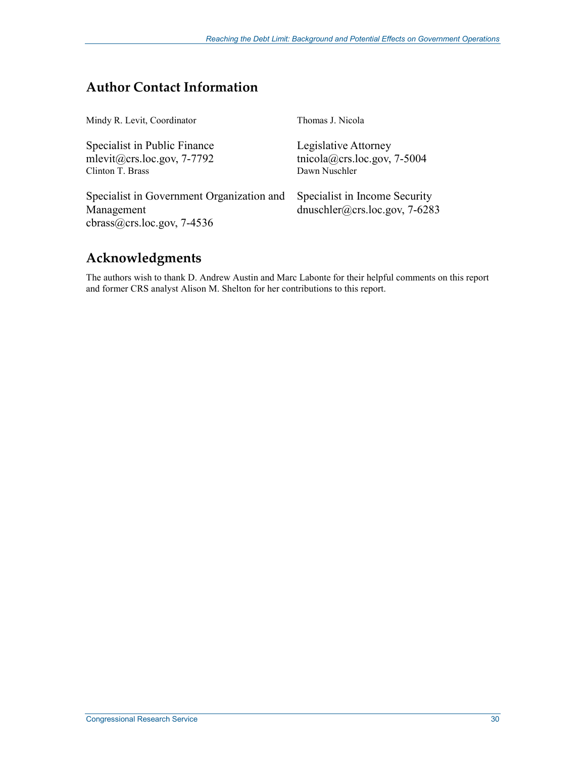## Author Contact Information

Mindy R. Levit, Coordinator
Specialist in Public Finance
mlevit@crs.loc.gov, 7-7792

Thomas J. Nicola
Legislative Attorney
tnicola@crs.loc.gov, 7-5004

Clinton T. Brass
Specialist in Government Organization and Management
cbrass@crs.loc.gov, 7-4536

Dawn Nuschler
Specialist in Income Security
dnuschler@crs.loc.gov, 7-6283

## Acknowledgments

The authors wish to thank D. Andrew Austin and Marc Labonte for their helpful comments on this report and former CRS analyst Alison M. Shelton for her contributions to this report.